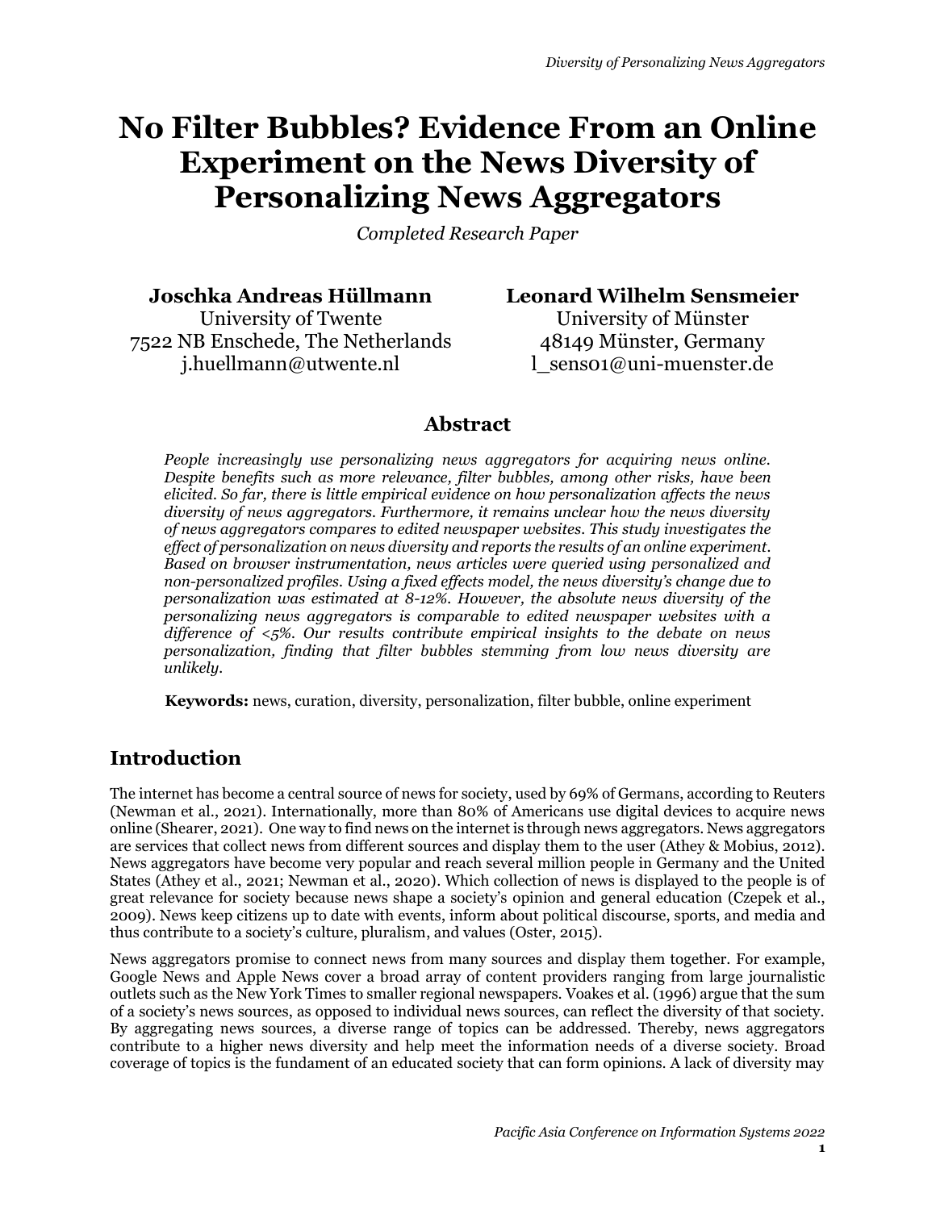# No Filter Bubbles? Evidence From an Online Experiment on the News Diversity of Personalizing News Aggregators

*Completed Research Paper*

**Joschka Andreas Hüllmann**
University of Twente
7522 NB Enschede, The Netherlands
j.huellmann@utwente.nl

**Leonard Wilhelm Sensmeier**
University of Münster
48149 Münster, Germany
l_sens01@uni-muenster.de

## Abstract

*People increasingly use personalizing news aggregators for acquiring news online. Despite benefits such as more relevance, filter bubbles, among other risks, have been elicited. So far, there is little empirical evidence on how personalization affects the news diversity of news aggregators. Furthermore, it remains unclear how the news diversity of news aggregators compares to edited newspaper websites. This study investigates the effect of personalization on news diversity and reports the results of an online experiment. Based on browser instrumentation, news articles were queried using personalized and non-personalized profiles. Using a fixed effects model, the news diversity's change due to personalization was estimated at 8-12%. However, the absolute news diversity of the personalizing news aggregators is comparable to edited newspaper websites with a difference of <5%. Our results contribute empirical insights to the debate on news personalization, finding that filter bubbles stemming from low news diversity are unlikely.*

**Keywords:** news, curation, diversity, personalization, filter bubble, online experiment

## Introduction

The internet has become a central source of news for society, used by 69% of Germans, according to Reuters (Newman et al., 2021). Internationally, more than 80% of Americans use digital devices to acquire news online (Shearer, 2021). One way to find news on the internet is through news aggregators. News aggregators are services that collect news from different sources and display them to the user (Athey & Mobius, 2012). News aggregators have become very popular and reach several million people in Germany and the United States (Athey et al., 2021; Newman et al., 2020). Which collection of news is displayed to the people is of great relevance for society because news shape a society's opinion and general education (Czepek et al., 2009). News keep citizens up to date with events, inform about political discourse, sports, and media and thus contribute to a society's culture, pluralism, and values (Oster, 2015).

News aggregators promise to connect news from many sources and display them together. For example, Google News and Apple News cover a broad array of content providers ranging from large journalistic outlets such as the New York Times to smaller regional newspapers. Voakes et al. (1996) argue that the sum of a society's news sources, as opposed to individual news sources, can reflect the diversity of that society. By aggregating news sources, a diverse range of topics can be addressed. Thereby, news aggregators contribute to a higher news diversity and help meet the information needs of a diverse society. Broad coverage of topics is the fundament of an educated society that can form opinions. A lack of diversity may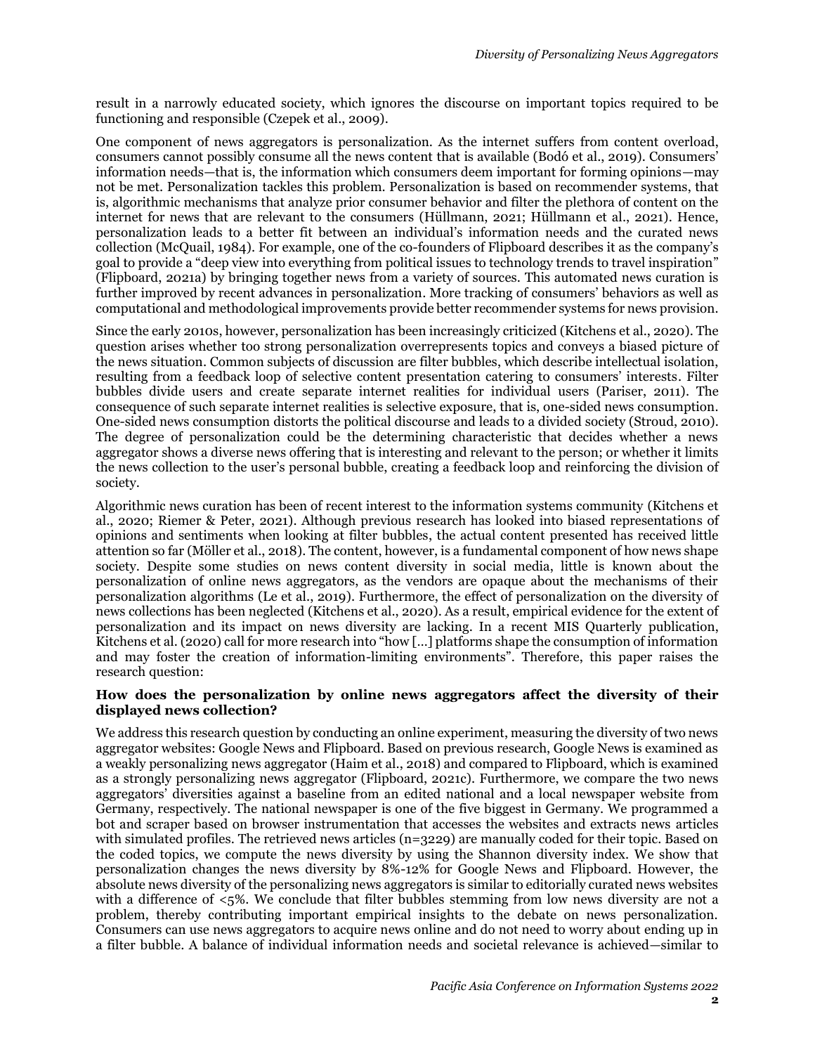result in a narrowly educated society, which ignores the discourse on important topics required to be functioning and responsible (Czepek et al., 2009).

One component of news aggregators is personalization. As the internet suffers from content overload, consumers cannot possibly consume all the news content that is available (Bodó et al., 2019). Consumers' information needs—that is, the information which consumers deem important for forming opinions—may not be met. Personalization tackles this problem. Personalization is based on recommender systems, that is, algorithmic mechanisms that analyze prior consumer behavior and filter the plethora of content on the internet for news that are relevant to the consumers (Hüllmann, 2021; Hüllmann et al., 2021). Hence, personalization leads to a better fit between an individual's information needs and the curated news collection (McQuail, 1984). For example, one of the co-founders of Flipboard describes it as the company's goal to provide a "deep view into everything from political issues to technology trends to travel inspiration" (Flipboard, 2021a) by bringing together news from a variety of sources. This automated news curation is further improved by recent advances in personalization. More tracking of consumers' behaviors as well as computational and methodological improvements provide better recommender systems for news provision.

Since the early 2010s, however, personalization has been increasingly criticized (Kitchens et al., 2020). The question arises whether too strong personalization overrepresents topics and conveys a biased picture of the news situation. Common subjects of discussion are filter bubbles, which describe intellectual isolation, resulting from a feedback loop of selective content presentation catering to consumers' interests. Filter bubbles divide users and create separate internet realities for individual users (Pariser, 2011). The consequence of such separate internet realities is selective exposure, that is, one-sided news consumption. One-sided news consumption distorts the political discourse and leads to a divided society (Stroud, 2010). The degree of personalization could be the determining characteristic that decides whether a news aggregator shows a diverse news offering that is interesting and relevant to the person; or whether it limits the news collection to the user's personal bubble, creating a feedback loop and reinforcing the division of society.

Algorithmic news curation has been of recent interest to the information systems community (Kitchens et al., 2020; Riemer & Peter, 2021). Although previous research has looked into biased representations of opinions and sentiments when looking at filter bubbles, the actual content presented has received little attention so far (Möller et al., 2018). The content, however, is a fundamental component of how news shape society. Despite some studies on news content diversity in social media, little is known about the personalization of online news aggregators, as the vendors are opaque about the mechanisms of their personalization algorithms (Le et al., 2019). Furthermore, the effect of personalization on the diversity of news collections has been neglected (Kitchens et al., 2020). As a result, empirical evidence for the extent of personalization and its impact on news diversity are lacking. In a recent MIS Quarterly publication, Kitchens et al. (2020) call for more research into "how [...] platforms shape the consumption of information and may foster the creation of information-limiting environments". Therefore, this paper raises the research question:

**How does the personalization by online news aggregators affect the diversity of their displayed news collection?**

We address this research question by conducting an online experiment, measuring the diversity of two news aggregator websites: Google News and Flipboard. Based on previous research, Google News is examined as a weakly personalizing news aggregator (Haim et al., 2018) and compared to Flipboard, which is examined as a strongly personalizing news aggregator (Flipboard, 2021c). Furthermore, we compare the two news aggregators' diversities against a baseline from an edited national and a local newspaper website from Germany, respectively. The national newspaper is one of the five biggest in Germany. We programmed a bot and scraper based on browser instrumentation that accesses the websites and extracts news articles with simulated profiles. The retrieved news articles (n=3229) are manually coded for their topic. Based on the coded topics, we compute the news diversity by using the Shannon diversity index. We show that personalization changes the news diversity by 8%-12% for Google News and Flipboard. However, the absolute news diversity of the personalizing news aggregators is similar to editorially curated news websites with a difference of <5%. We conclude that filter bubbles stemming from low news diversity are not a problem, thereby contributing important empirical insights to the debate on news personalization. Consumers can use news aggregators to acquire news online and do not need to worry about ending up in a filter bubble. A balance of individual information needs and societal relevance is achieved—similar to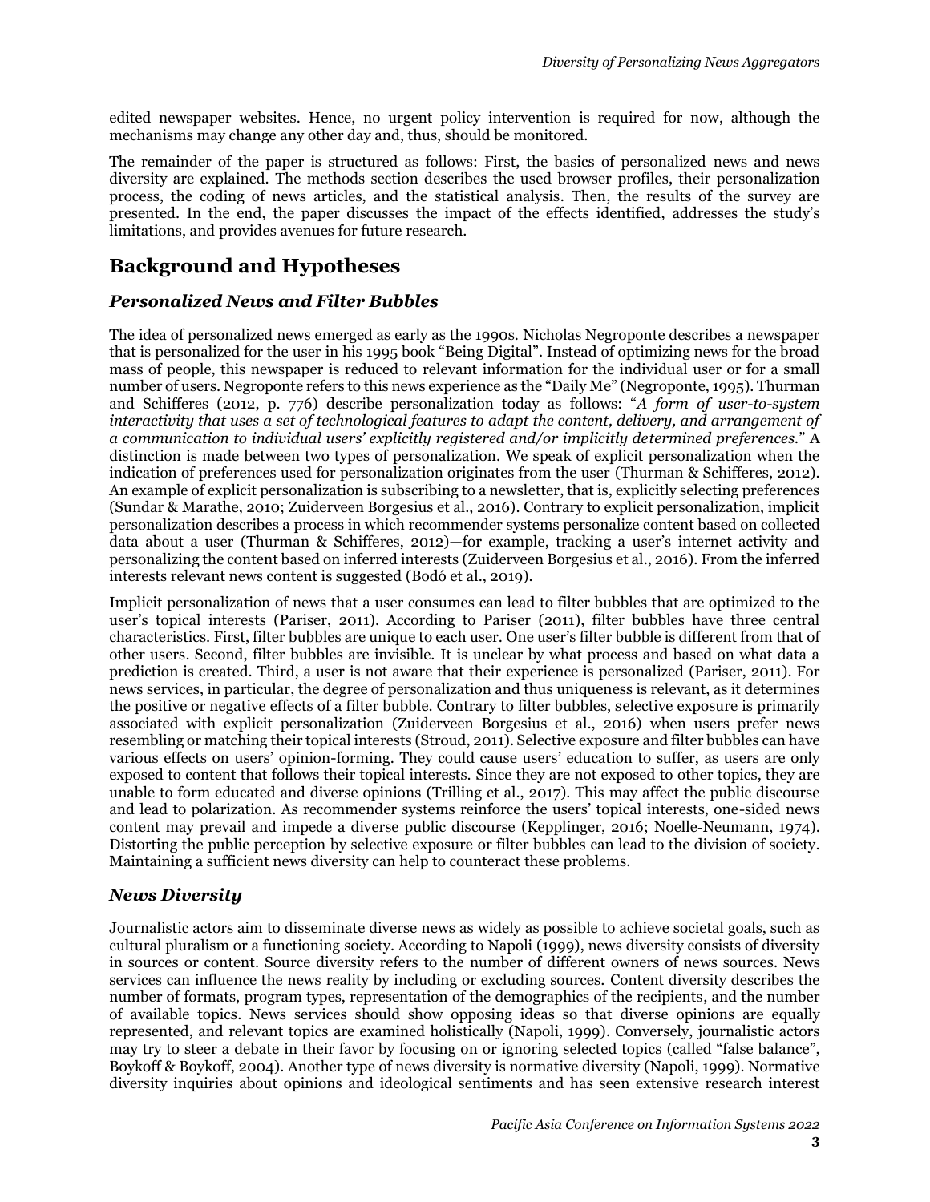edited newspaper websites. Hence, no urgent policy intervention is required for now, although the mechanisms may change any other day and, thus, should be monitored.

The remainder of the paper is structured as follows: First, the basics of personalized news and news diversity are explained. The methods section describes the used browser profiles, their personalization process, the coding of news articles, and the statistical analysis. Then, the results of the survey are presented. In the end, the paper discusses the impact of the effects identified, addresses the study's limitations, and provides avenues for future research.

## Background and Hypotheses

### Personalized News and Filter Bubbles

The idea of personalized news emerged as early as the 1990s. Nicholas Negroponte describes a newspaper that is personalized for the user in his 1995 book "Being Digital". Instead of optimizing news for the broad mass of people, this newspaper is reduced to relevant information for the individual user or for a small number of users. Negroponte refers to this news experience as the "Daily Me" (Negroponte, 1995). Thurman and Schifferes (2012, p. 776) describe personalization today as follows: "*A form of user-to-system interactivity that uses a set of technological features to adapt the content, delivery, and arrangement of a communication to individual users' explicitly registered and/or implicitly determined preferences.*" A distinction is made between two types of personalization. We speak of explicit personalization when the indication of preferences used for personalization originates from the user (Thurman & Schifferes, 2012). An example of explicit personalization is subscribing to a newsletter, that is, explicitly selecting preferences (Sundar & Marathe, 2010; Zuiderveen Borgesius et al., 2016). Contrary to explicit personalization, implicit personalization describes a process in which recommender systems personalize content based on collected data about a user (Thurman & Schifferes, 2012)—for example, tracking a user's internet activity and personalizing the content based on inferred interests (Zuiderveen Borgesius et al., 2016). From the inferred interests relevant news content is suggested (Bodó et al., 2019).

Implicit personalization of news that a user consumes can lead to filter bubbles that are optimized to the user's topical interests (Pariser, 2011). According to Pariser (2011), filter bubbles have three central characteristics. First, filter bubbles are unique to each user. One user's filter bubble is different from that of other users. Second, filter bubbles are invisible. It is unclear by what process and based on what data a prediction is created. Third, a user is not aware that their experience is personalized (Pariser, 2011). For news services, in particular, the degree of personalization and thus uniqueness is relevant, as it determines the positive or negative effects of a filter bubble. Contrary to filter bubbles, selective exposure is primarily associated with explicit personalization (Zuiderveen Borgesius et al., 2016) when users prefer news resembling or matching their topical interests (Stroud, 2011). Selective exposure and filter bubbles can have various effects on users' opinion-forming. They could cause users' education to suffer, as users are only exposed to content that follows their topical interests. Since they are not exposed to other topics, they are unable to form educated and diverse opinions (Trilling et al., 2017). This may affect the public discourse and lead to polarization. As recommender systems reinforce the users' topical interests, one-sided news content may prevail and impede a diverse public discourse (Kepplinger, 2016; Noelle-Neumann, 1974). Distorting the public perception by selective exposure or filter bubbles can lead to the division of society. Maintaining a sufficient news diversity can help to counteract these problems.

### News Diversity

Journalistic actors aim to disseminate diverse news as widely as possible to achieve societal goals, such as cultural pluralism or a functioning society. According to Napoli (1999), news diversity consists of diversity in sources or content. Source diversity refers to the number of different owners of news sources. News services can influence the news reality by including or excluding sources. Content diversity describes the number of formats, program types, representation of the demographics of the recipients, and the number of available topics. News services should show opposing ideas so that diverse opinions are equally represented, and relevant topics are examined holistically (Napoli, 1999). Conversely, journalistic actors may try to steer a debate in their favor by focusing on or ignoring selected topics (called "false balance", Boykoff & Boykoff, 2004). Another type of news diversity is normative diversity (Napoli, 1999). Normative diversity inquiries about opinions and ideological sentiments and has seen extensive research interest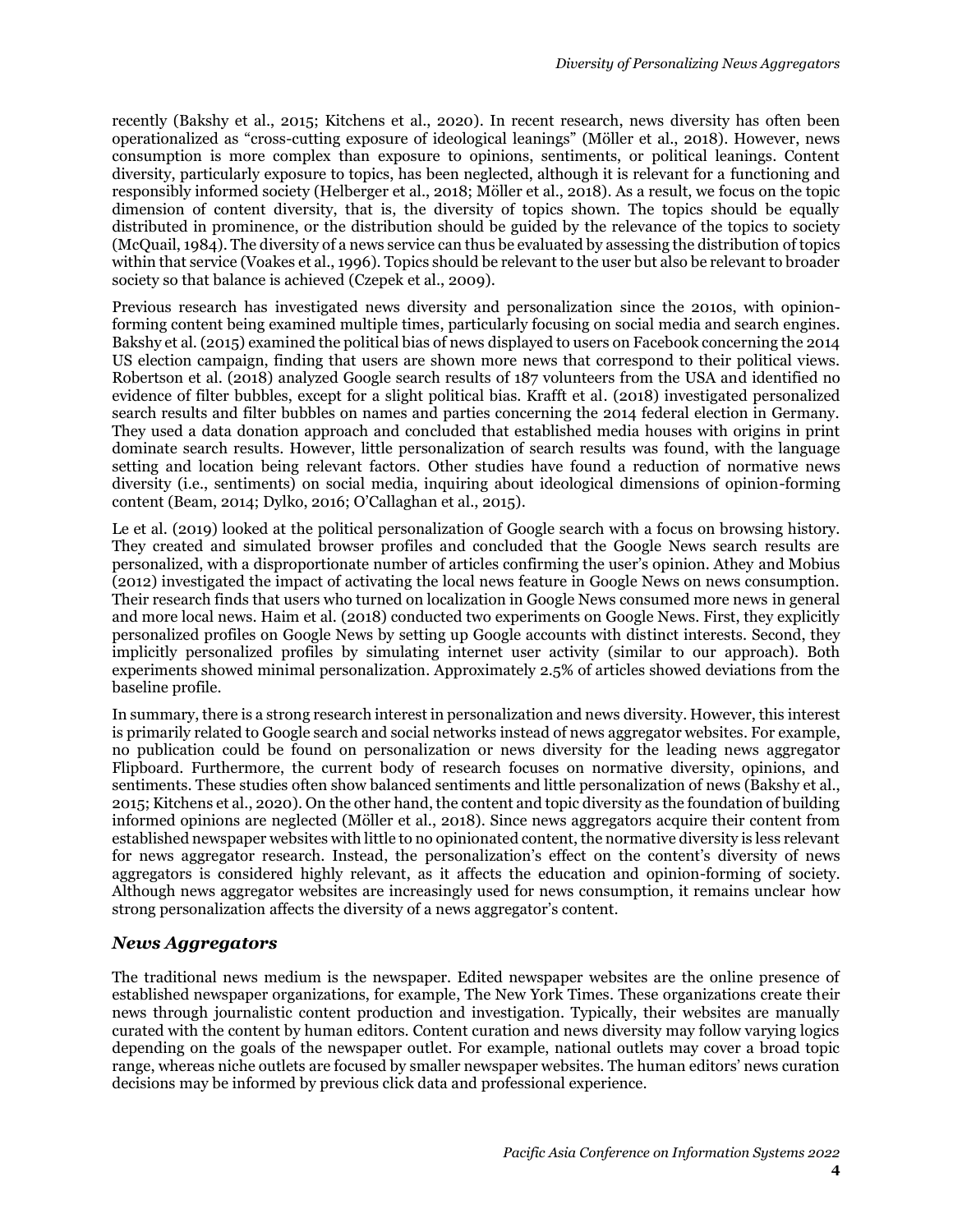recently (Bakshy et al., 2015; Kitchens et al., 2020). In recent research, news diversity has often been operationalized as "cross-cutting exposure of ideological leanings" (Möller et al., 2018). However, news consumption is more complex than exposure to opinions, sentiments, or political leanings. Content diversity, particularly exposure to topics, has been neglected, although it is relevant for a functioning and responsibly informed society (Helberger et al., 2018; Möller et al., 2018). As a result, we focus on the topic dimension of content diversity, that is, the diversity of topics shown. The topics should be equally distributed in prominence, or the distribution should be guided by the relevance of the topics to society (McQuail, 1984). The diversity of a news service can thus be evaluated by assessing the distribution of topics within that service (Voakes et al., 1996). Topics should be relevant to the user but also be relevant to broader society so that balance is achieved (Czepek et al., 2009).

Previous research has investigated news diversity and personalization since the 2010s, with opinion-forming content being examined multiple times, particularly focusing on social media and search engines. Bakshy et al. (2015) examined the political bias of news displayed to users on Facebook concerning the 2014 US election campaign, finding that users are shown more news that correspond to their political views. Robertson et al. (2018) analyzed Google search results of 187 volunteers from the USA and identified no evidence of filter bubbles, except for a slight political bias. Krafft et al. (2018) investigated personalized search results and filter bubbles on names and parties concerning the 2014 federal election in Germany. They used a data donation approach and concluded that established media houses with origins in print dominate search results. However, little personalization of search results was found, with the language setting and location being relevant factors. Other studies have found a reduction of normative news diversity (i.e., sentiments) on social media, inquiring about ideological dimensions of opinion-forming content (Beam, 2014; Dylko, 2016; O'Callaghan et al., 2015).

Le et al. (2019) looked at the political personalization of Google search with a focus on browsing history. They created and simulated browser profiles and concluded that the Google News search results are personalized, with a disproportionate number of articles confirming the user's opinion. Athey and Mobius (2012) investigated the impact of activating the local news feature in Google News on news consumption. Their research finds that users who turned on localization in Google News consumed more news in general and more local news. Haim et al. (2018) conducted two experiments on Google News. First, they explicitly personalized profiles on Google News by setting up Google accounts with distinct interests. Second, they implicitly personalized profiles by simulating internet user activity (similar to our approach). Both experiments showed minimal personalization. Approximately 2.5% of articles showed deviations from the baseline profile.

In summary, there is a strong research interest in personalization and news diversity. However, this interest is primarily related to Google search and social networks instead of news aggregator websites. For example, no publication could be found on personalization or news diversity for the leading news aggregator Flipboard. Furthermore, the current body of research focuses on normative diversity, opinions, and sentiments. These studies often show balanced sentiments and little personalization of news (Bakshy et al., 2015; Kitchens et al., 2020). On the other hand, the content and topic diversity as the foundation of building informed opinions are neglected (Möller et al., 2018). Since news aggregators acquire their content from established newspaper websites with little to no opinionated content, the normative diversity is less relevant for news aggregator research. Instead, the personalization's effect on the content's diversity of news aggregators is considered highly relevant, as it affects the education and opinion-forming of society. Although news aggregator websites are increasingly used for news consumption, it remains unclear how strong personalization affects the diversity of a news aggregator's content.

## *News Aggregators*

The traditional news medium is the newspaper. Edited newspaper websites are the online presence of established newspaper organizations, for example, The New York Times. These organizations create their news through journalistic content production and investigation. Typically, their websites are manually curated with the content by human editors. Content curation and news diversity may follow varying logics depending on the goals of the newspaper outlet. For example, national outlets may cover a broad topic range, whereas niche outlets are focused by smaller newspaper websites. The human editors' news curation decisions may be informed by previous click data and professional experience.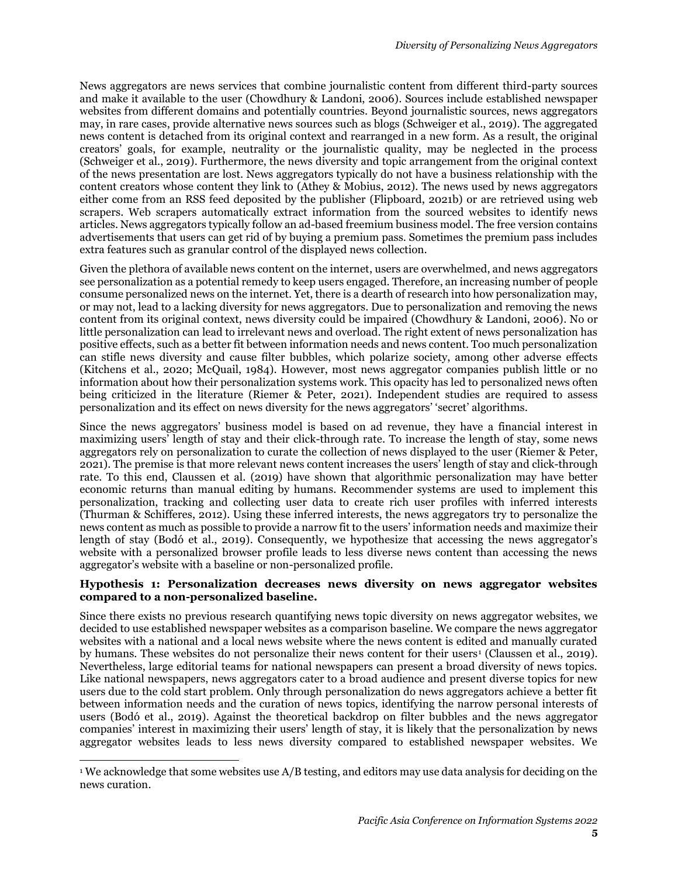News aggregators are news services that combine journalistic content from different third-party sources and make it available to the user (Chowdhury & Landoni, 2006). Sources include established newspaper websites from different domains and potentially countries. Beyond journalistic sources, news aggregators may, in rare cases, provide alternative news sources such as blogs (Schweiger et al., 2019). The aggregated news content is detached from its original context and rearranged in a new form. As a result, the original creators' goals, for example, neutrality or the journalistic quality, may be neglected in the process (Schweiger et al., 2019). Furthermore, the news diversity and topic arrangement from the original context of the news presentation are lost. News aggregators typically do not have a business relationship with the content creators whose content they link to (Athey & Mobius, 2012). The news used by news aggregators either come from an RSS feed deposited by the publisher (Flipboard, 2021b) or are retrieved using web scrapers. Web scrapers automatically extract information from the sourced websites to identify news articles. News aggregators typically follow an ad-based freemium business model. The free version contains advertisements that users can get rid of by buying a premium pass. Sometimes the premium pass includes extra features such as granular control of the displayed news collection.

Given the plethora of available news content on the internet, users are overwhelmed, and news aggregators see personalization as a potential remedy to keep users engaged. Therefore, an increasing number of people consume personalized news on the internet. Yet, there is a dearth of research into how personalization may, or may not, lead to a lacking diversity for news aggregators. Due to personalization and removing the news content from its original context, news diversity could be impaired (Chowdhury & Landoni, 2006). No or little personalization can lead to irrelevant news and overload. The right extent of news personalization has positive effects, such as a better fit between information needs and news content. Too much personalization can stifle news diversity and cause filter bubbles, which polarize society, among other adverse effects (Kitchens et al., 2020; McQuail, 1984). However, most news aggregator companies publish little or no information about how their personalization systems work. This opacity has led to personalized news often being criticized in the literature (Riemer & Peter, 2021). Independent studies are required to assess personalization and its effect on news diversity for the news aggregators' 'secret' algorithms.

Since the news aggregators' business model is based on ad revenue, they have a financial interest in maximizing users' length of stay and their click-through rate. To increase the length of stay, some news aggregators rely on personalization to curate the collection of news displayed to the user (Riemer & Peter, 2021). The premise is that more relevant news content increases the users' length of stay and click-through rate. To this end, Claussen et al. (2019) have shown that algorithmic personalization may have better economic returns than manual editing by humans. Recommender systems are used to implement this personalization, tracking and collecting user data to create rich user profiles with inferred interests (Thurman & Schifferes, 2012). Using these inferred interests, the news aggregators try to personalize the news content as much as possible to provide a narrow fit to the users' information needs and maximize their length of stay (Bodó et al., 2019). Consequently, we hypothesize that accessing the news aggregator's website with a personalized browser profile leads to less diverse news content than accessing the news aggregator's website with a baseline or non-personalized profile.

**Hypothesis 1: Personalization decreases news diversity on news aggregator websites compared to a non-personalized baseline.**

Since there exists no previous research quantifying news topic diversity on news aggregator websites, we decided to use established newspaper websites as a comparison baseline. We compare the news aggregator websites with a national and a local news website where the news content is edited and manually curated by humans. These websites do not personalize their news content for their users[1] (Claussen et al., 2019). Nevertheless, large editorial teams for national newspapers can present a broad diversity of news topics. Like national newspapers, news aggregators cater to a broad audience and present diverse topics for new users due to the cold start problem. Only through personalization do news aggregators achieve a better fit between information needs and the curation of news topics, identifying the narrow personal interests of users (Bodó et al., 2019). Against the theoretical backdrop on filter bubbles and the news aggregator companies' interest in maximizing their users' length of stay, it is likely that the personalization by news aggregator websites leads to less news diversity compared to established newspaper websites. We

[1] We acknowledge that some websites use A/B testing, and editors may use data analysis for deciding on the news curation.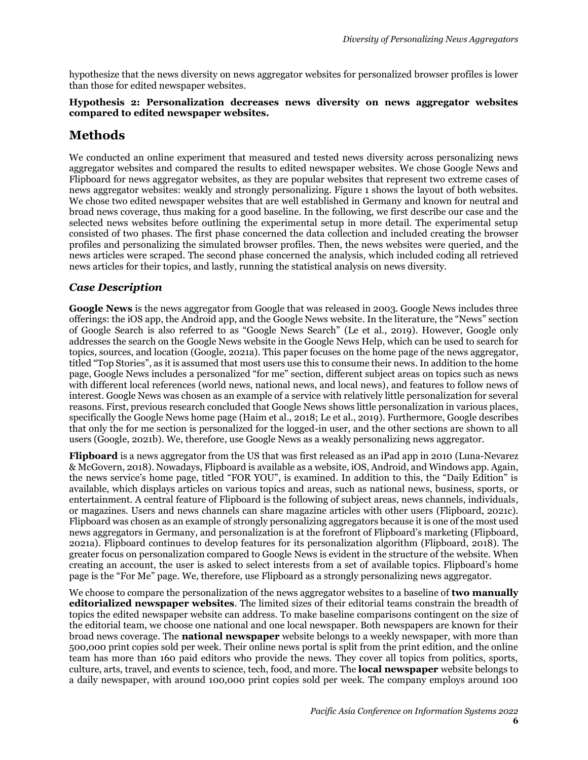hypothesize that the news diversity on news aggregator websites for personalized browser profiles is lower than those for edited newspaper websites.

**Hypothesis 2: Personalization decreases news diversity on news aggregator websites compared to edited newspaper websites.**

# Methods

We conducted an online experiment that measured and tested news diversity across personalizing news aggregator websites and compared the results to edited newspaper websites. We chose Google News and Flipboard for news aggregator websites, as they are popular websites that represent two extreme cases of news aggregator websites: weakly and strongly personalizing. Figure 1 shows the layout of both websites. We chose two edited newspaper websites that are well established in Germany and known for neutral and broad news coverage, thus making for a good baseline. In the following, we first describe our case and the selected news websites before outlining the experimental setup in more detail. The experimental setup consisted of two phases. The first phase concerned the data collection and included creating the browser profiles and personalizing the simulated browser profiles. Then, the news websites were queried, and the news articles were scraped. The second phase concerned the analysis, which included coding all retrieved news articles for their topics, and lastly, running the statistical analysis on news diversity.

## *Case Description*

**Google News** is the news aggregator from Google that was released in 2003. Google News includes three offerings: the iOS app, the Android app, and the Google News website. In the literature, the "News" section of Google Search is also referred to as "Google News Search" (Le et al., 2019). However, Google only addresses the search on the Google News website in the Google News Help, which can be used to search for topics, sources, and location (Google, 2021a). This paper focuses on the home page of the news aggregator, titled "Top Stories", as it is assumed that most users use this to consume their news. In addition to the home page, Google News includes a personalized "for me" section, different subject areas on topics such as news with different local references (world news, national news, and local news), and features to follow news of interest. Google News was chosen as an example of a service with relatively little personalization for several reasons. First, previous research concluded that Google News shows little personalization in various places, specifically the Google News home page (Haim et al., 2018; Le et al., 2019). Furthermore, Google describes that only the for me section is personalized for the logged-in user, and the other sections are shown to all users (Google, 2021b). We, therefore, use Google News as a weakly personalizing news aggregator.

**Flipboard** is a news aggregator from the US that was first released as an iPad app in 2010 (Luna-Nevarez & McGovern, 2018). Nowadays, Flipboard is available as a website, iOS, Android, and Windows app. Again, the news service's home page, titled "FOR YOU", is examined. In addition to this, the "Daily Edition" is available, which displays articles on various topics and areas, such as national news, business, sports, or entertainment. A central feature of Flipboard is the following of subject areas, news channels, individuals, or magazines. Users and news channels can share magazine articles with other users (Flipboard, 2021c). Flipboard was chosen as an example of strongly personalizing aggregators because it is one of the most used news aggregators in Germany, and personalization is at the forefront of Flipboard's marketing (Flipboard, 2021a). Flipboard continues to develop features for its personalization algorithm (Flipboard, 2018). The greater focus on personalization compared to Google News is evident in the structure of the website. When creating an account, the user is asked to select interests from a set of available topics. Flipboard's home page is the "For Me" page. We, therefore, use Flipboard as a strongly personalizing news aggregator.

We choose to compare the personalization of the news aggregator websites to a baseline of **two manually editorialized newspaper websites**. The limited sizes of their editorial teams constrain the breadth of topics the edited newspaper website can address. To make baseline comparisons contingent on the size of the editorial team, we choose one national and one local newspaper. Both newspapers are known for their broad news coverage. The **national newspaper** website belongs to a weekly newspaper, with more than 500,000 print copies sold per week. Their online news portal is split from the print edition, and the online team has more than 160 paid editors who provide the news. They cover all topics from politics, sports, culture, arts, travel, and events to science, tech, food, and more. The **local newspaper** website belongs to a daily newspaper, with around 100,000 print copies sold per week. The company employs around 100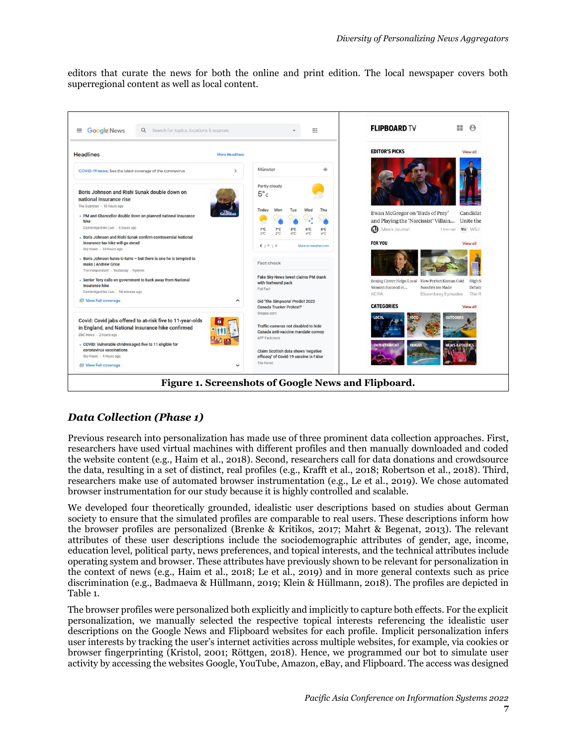editors that curate the news for both the online and print edition. The local newspaper covers both superregional content as well as local content.

**Figure 1. Screenshots of Google News and Flipboard.**

## *Data Collection (Phase 1)*

Previous research into personalization has made use of three prominent data collection approaches. First, researchers have used virtual machines with different profiles and then manually downloaded and coded the website content (e.g., Haim et al., 2018). Second, researchers call for data donations and crowdsource the data, resulting in a set of distinct, real profiles (e.g., Krafft et al., 2018; Robertson et al., 2018). Third, researchers make use of automated browser instrumentation (e.g., Le et al., 2019). We chose automated browser instrumentation for our study because it is highly controlled and scalable.

We developed four theoretically grounded, idealistic user descriptions based on studies about German society to ensure that the simulated profiles are comparable to real users. These descriptions inform how the browser profiles are personalized (Brenke & Kritikos, 2017; Mahrt & Begenat, 2013). The relevant attributes of these user descriptions include the sociodemographic attributes of gender, age, income, education level, political party, news preferences, and topical interests, and the technical attributes include operating system and browser. These attributes have previously shown to be relevant for personalization in the context of news (e.g., Haim et al., 2018; Le et al., 2019) and in more general contexts such as price discrimination (e.g., Badmaeva & Hüllmann, 2019; Klein & Hüllmann, 2018). The profiles are depicted in Table 1.

The browser profiles were personalized both explicitly and implicitly to capture both effects. For the explicit personalization, we manually selected the respective topical interests referencing the idealistic user descriptions on the Google News and Flipboard websites for each profile. Implicit personalization infers user interests by tracking the user's internet activities across multiple websites, for example, via cookies or browser fingerprinting (Kristol, 2001; Röttgen, 2018). Hence, we programmed our bot to simulate user activity by accessing the websites Google, YouTube, Amazon, eBay, and Flipboard. The access was designed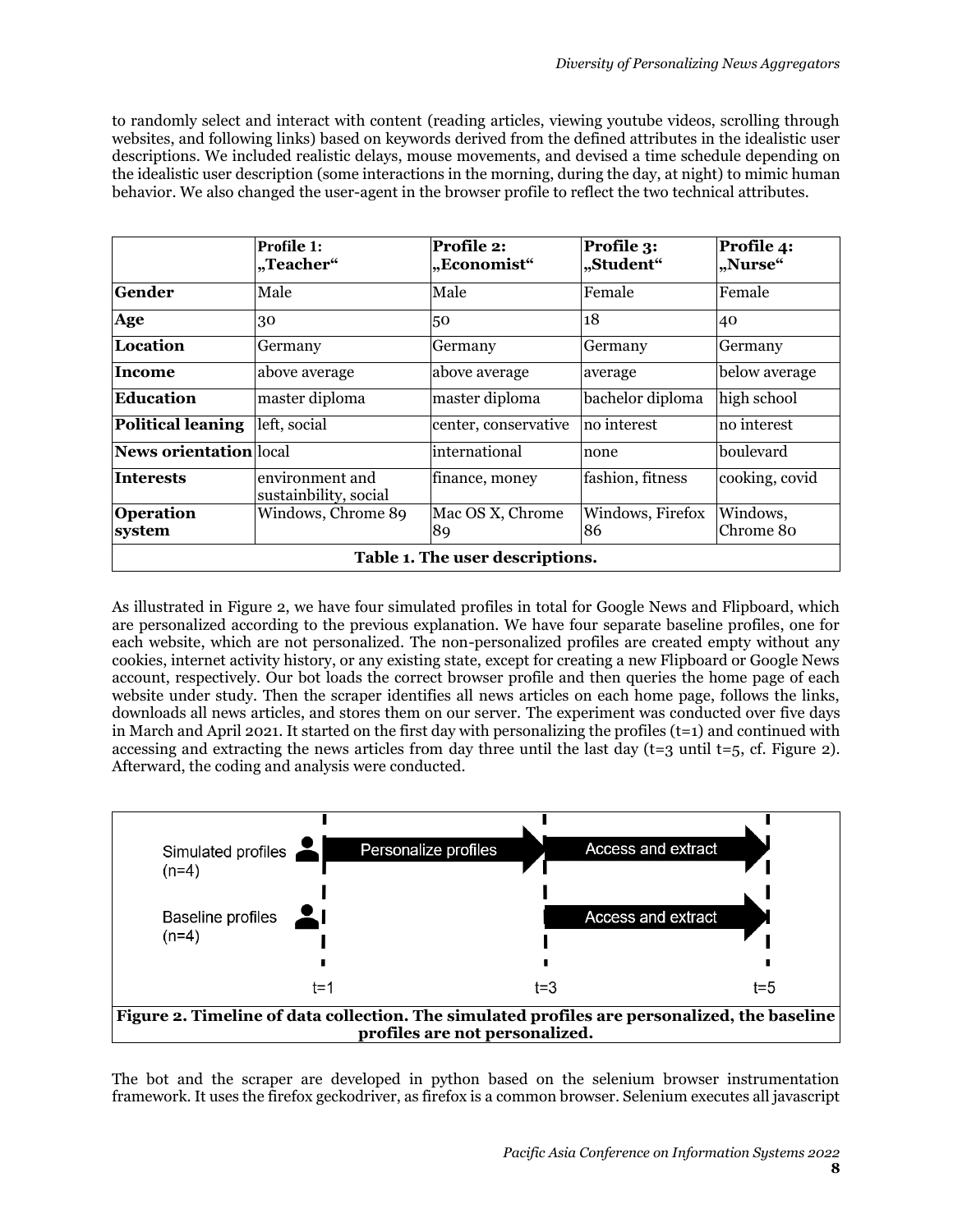to randomly select and interact with content (reading articles, viewing youtube videos, scrolling through websites, and following links) based on keywords derived from the defined attributes in the idealistic user descriptions. We included realistic delays, mouse movements, and devised a time schedule depending on the idealistic user description (some interactions in the morning, during the day, at night) to mimic human behavior. We also changed the user-agent in the browser profile to reflect the two technical attributes.

| | **Profile 1: „Teacher“** | **Profile 2: „Economist“** | **Profile 3: „Student“** | **Profile 4: „Nurse“** |
|---|---|---|---|---|
| **Gender** | Male | Male | Female | Female |
| **Age** | 30 | 50 | 18 | 40 |
| **Location** | Germany | Germany | Germany | Germany |
| **Income** | above average | above average | average | below average |
| **Education** | master diploma | master diploma | bachelor diploma | high school |
| **Political leaning** | left, social | center, conservative | no interest | no interest |
| **News orientation** | local | international | none | boulevard |
| **Interests** | environment and sustainbility, social | finance, money | fashion, fitness | cooking, covid |
| **Operation system** | Windows, Chrome 89 | Mac OS X, Chrome 89 | Windows, Firefox 86 | Windows, Chrome 80 |

**Table 1. The user descriptions.**

As illustrated in Figure 2, we have four simulated profiles in total for Google News and Flipboard, which are personalized according to the previous explanation. We have four separate baseline profiles, one for each website, which are not personalized. The non-personalized profiles are created empty without any cookies, internet activity history, or any existing state, except for creating a new Flipboard or Google News account, respectively. Our bot loads the correct browser profile and then queries the home page of each website under study. Then the scraper identifies all news articles on each home page, follows the links, downloads all news articles, and stores them on our server. The experiment was conducted over five days in March and April 2021. It started on the first day with personalizing the profiles (t=1) and continued with accessing and extracting the news articles from day three until the last day (t=3 until t=5, cf. Figure 2). Afterward, the coding and analysis were conducted.

Simulated profiles (n=4) — Personalize profiles (t=1 to t=3) — Access and extract (t=3 to t=5)

Baseline profiles (n=4) — Access and extract (t=3 to t=5)

**Figure 2. Timeline of data collection. The simulated profiles are personalized, the baseline profiles are not personalized.**

The bot and the scraper are developed in python based on the selenium browser instrumentation framework. It uses the firefox geckodriver, as firefox is a common browser. Selenium executes all javascript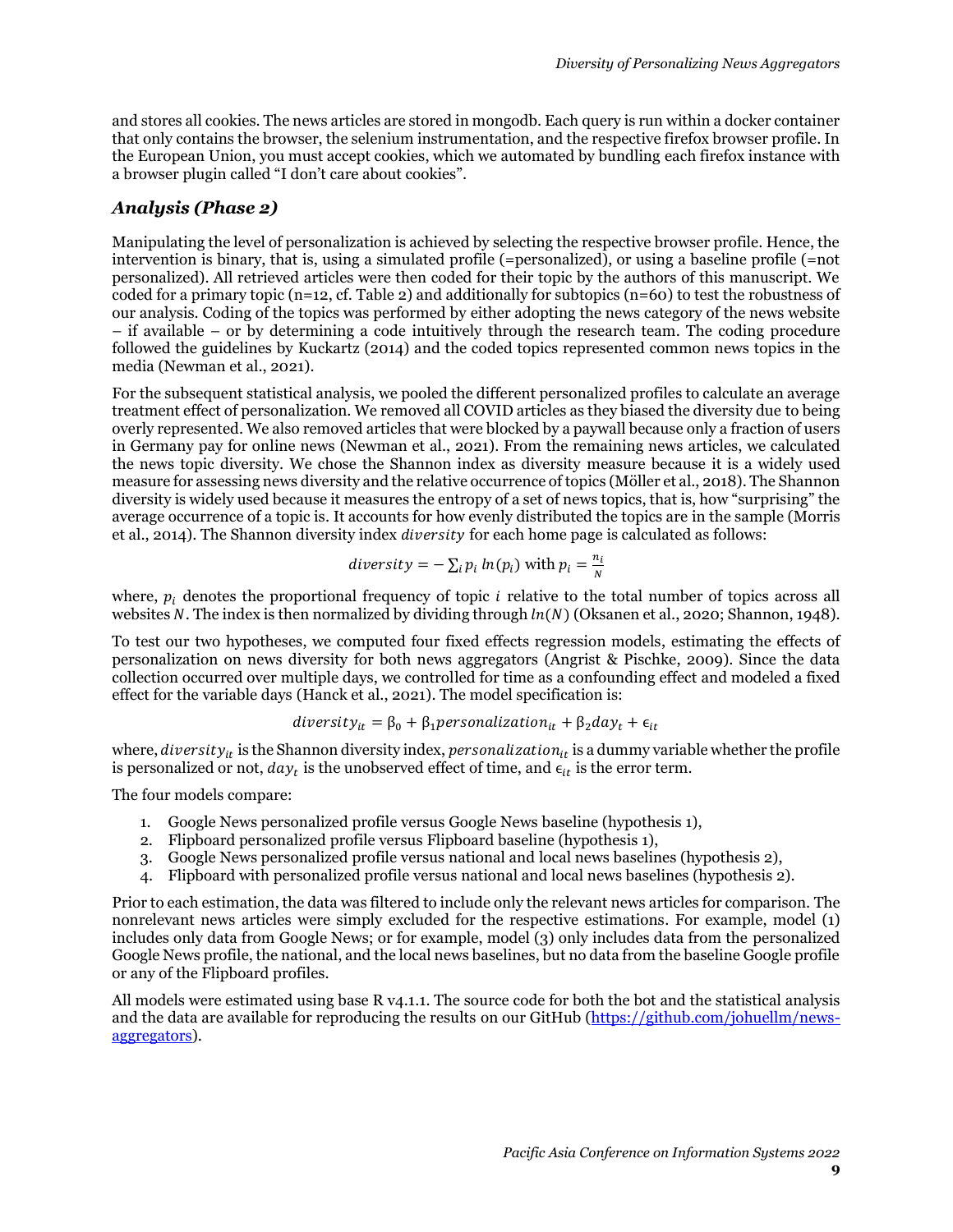and stores all cookies. The news articles are stored in mongodb. Each query is run within a docker container that only contains the browser, the selenium instrumentation, and the respective firefox browser profile. In the European Union, you must accept cookies, which we automated by bundling each firefox instance with a browser plugin called "I don't care about cookies".

### *Analysis (Phase 2)*

Manipulating the level of personalization is achieved by selecting the respective browser profile. Hence, the intervention is binary, that is, using a simulated profile (=personalized), or using a baseline profile (=not personalized). All retrieved articles were then coded for their topic by the authors of this manuscript. We coded for a primary topic (n=12, cf. Table 2) and additionally for subtopics (n=60) to test the robustness of our analysis. Coding of the topics was performed by either adopting the news category of the news website – if available – or by determining a code intuitively through the research team. The coding procedure followed the guidelines by Kuckartz (2014) and the coded topics represented common news topics in the media (Newman et al., 2021).

For the subsequent statistical analysis, we pooled the different personalized profiles to calculate an average treatment effect of personalization. We removed all COVID articles as they biased the diversity due to being overly represented. We also removed articles that were blocked by a paywall because only a fraction of users in Germany pay for online news (Newman et al., 2021). From the remaining news articles, we calculated the news topic diversity. We chose the Shannon index as diversity measure because it is a widely used measure for assessing news diversity and the relative occurrence of topics (Möller et al., 2018). The Shannon diversity is widely used because it measures the entropy of a set of news topics, that is, how "surprising" the average occurrence of a topic is. It accounts for how evenly distributed the topics are in the sample (Morris et al., 2014). The Shannon diversity index $diversity$ for each home page is calculated as follows:

$$diversity = -\sum_i p_i \, ln(p_i) \text{ with } p_i = \frac{n_i}{N}$$

where, $p_i$ denotes the proportional frequency of topic $i$ relative to the total number of topics across all websites $N$. The index is then normalized by dividing through $ln(N)$ (Oksanen et al., 2020; Shannon, 1948).

To test our two hypotheses, we computed four fixed effects regression models, estimating the effects of personalization on news diversity for both news aggregators (Angrist & Pischke, 2009). Since the data collection occurred over multiple days, we controlled for time as a confounding effect and modeled a fixed effect for the variable days (Hanck et al., 2021). The model specification is:

$$diversity_{it} = \beta_0 + \beta_1 personalization_{it} + \beta_2 day_t + \epsilon_{it}$$

where, $diversity_{it}$ is the Shannon diversity index, $personalization_{it}$ is a dummy variable whether the profile is personalized or not, $day_t$ is the unobserved effect of time, and $\epsilon_{it}$ is the error term.

The four models compare:

1. Google News personalized profile versus Google News baseline (hypothesis 1),
2. Flipboard personalized profile versus Flipboard baseline (hypothesis 1),
3. Google News personalized profile versus national and local news baselines (hypothesis 2),
4. Flipboard with personalized profile versus national and local news baselines (hypothesis 2).

Prior to each estimation, the data was filtered to include only the relevant news articles for comparison. The nonrelevant news articles were simply excluded for the respective estimations. For example, model (1) includes only data from Google News; or for example, model (3) only includes data from the personalized Google News profile, the national, and the local news baselines, but no data from the baseline Google profile or any of the Flipboard profiles.

All models were estimated using base R v4.1.1. The source code for both the bot and the statistical analysis and the data are available for reproducing the results on our GitHub (https://github.com/johuellm/news-aggregators).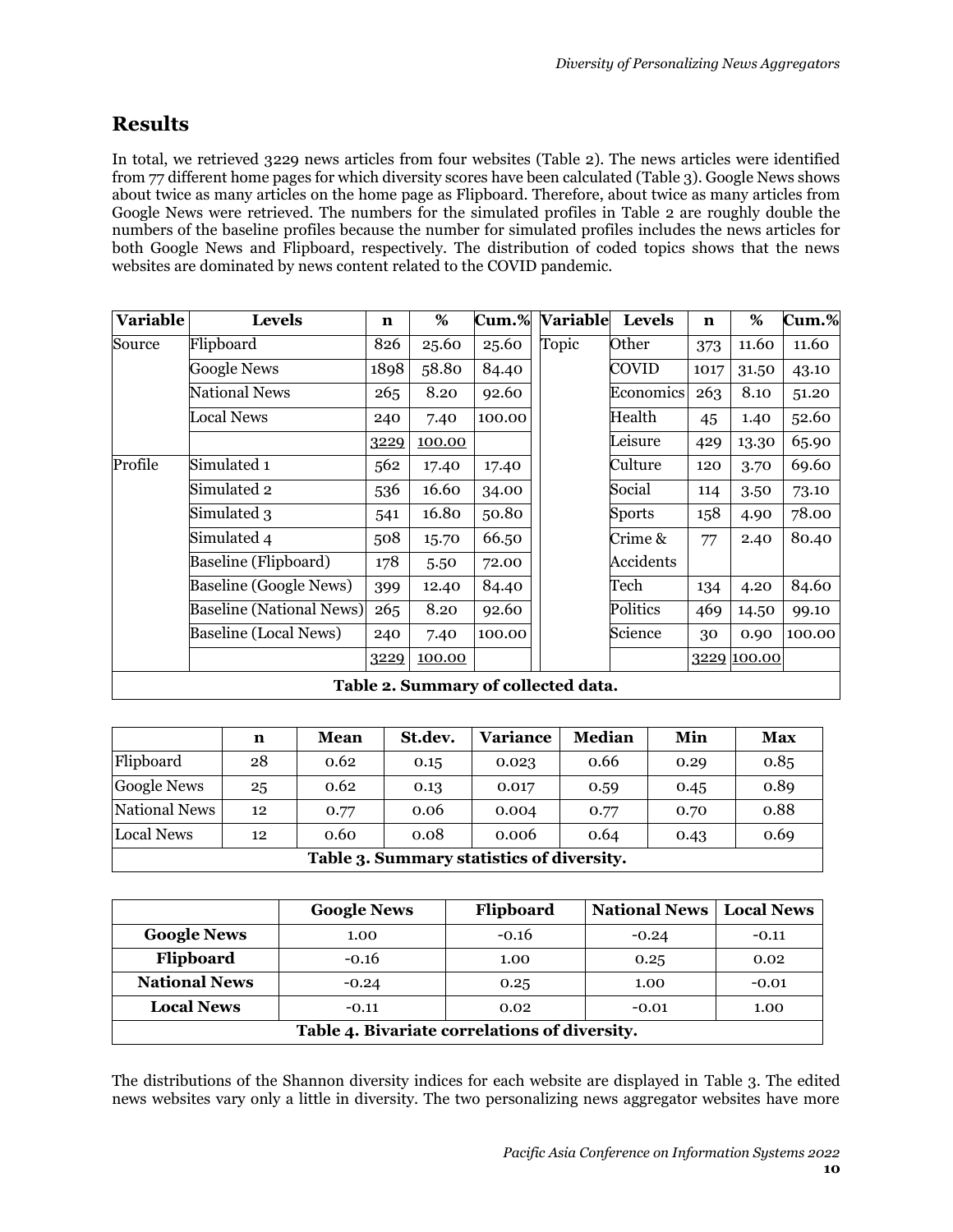## Results

In total, we retrieved 3229 news articles from four websites (Table 2). The news articles were identified from 77 different home pages for which diversity scores have been calculated (Table 3). Google News shows about twice as many articles on the home page as Flipboard. Therefore, about twice as many articles from Google News were retrieved. The numbers for the simulated profiles in Table 2 are roughly double the numbers of the baseline profiles because the number for simulated profiles includes the news articles for both Google News and Flipboard, respectively. The distribution of coded topics shows that the news websites are dominated by news content related to the COVID pandemic.

| Variable | Levels | n | % | Cum.% | Variable | Levels | n | % | Cum.% |
|---|---|---|---|---|---|---|---|---|---|
| Source | Flipboard | 826 | 25.60 | 25.60 | Topic | Other | 373 | 11.60 | 11.60 |
| | Google News | 1898 | 58.80 | 84.40 | | COVID | 1017 | 31.50 | 43.10 |
| | National News | 265 | 8.20 | 92.60 | | Economics | 263 | 8.10 | 51.20 |
| | Local News | 240 | 7.40 | 100.00 | | Health | 45 | 1.40 | 52.60 |
| | | 3229 | 100.00 | | | Leisure | 429 | 13.30 | 65.90 |
| Profile | Simulated 1 | 562 | 17.40 | 17.40 | | Culture | 120 | 3.70 | 69.60 |
| | Simulated 2 | 536 | 16.60 | 34.00 | | Social | 114 | 3.50 | 73.10 |
| | Simulated 3 | 541 | 16.80 | 50.80 | | Sports | 158 | 4.90 | 78.00 |
| | Simulated 4 | 508 | 15.70 | 66.50 | | Crime & Accidents | 77 | 2.40 | 80.40 |
| | Baseline (Flipboard) | 178 | 5.50 | 72.00 | | | | | |
| | Baseline (Google News) | 399 | 12.40 | 84.40 | | Tech | 134 | 4.20 | 84.60 |
| | Baseline (National News) | 265 | 8.20 | 92.60 | | Politics | 469 | 14.50 | 99.10 |
| | Baseline (Local News) | 240 | 7.40 | 100.00 | | Science | 30 | 0.90 | 100.00 |
| | | 3229 | 100.00 | | | | 3229 | 100.00 | |

**Table 2. Summary of collected data.**

| | n | Mean | St.dev. | Variance | Median | Min | Max |
|---|---|---|---|---|---|---|---|
| Flipboard | 28 | 0.62 | 0.15 | 0.023 | 0.66 | 0.29 | 0.85 |
| Google News | 25 | 0.62 | 0.13 | 0.017 | 0.59 | 0.45 | 0.89 |
| National News | 12 | 0.77 | 0.06 | 0.004 | 0.77 | 0.70 | 0.88 |
| Local News | 12 | 0.60 | 0.08 | 0.006 | 0.64 | 0.43 | 0.69 |

**Table 3. Summary statistics of diversity.**

| | Google News | Flipboard | National News | Local News |
|---|---|---|---|---|
| **Google News** | 1.00 | -0.16 | -0.24 | -0.11 |
| **Flipboard** | -0.16 | 1.00 | 0.25 | 0.02 |
| **National News** | -0.24 | 0.25 | 1.00 | -0.01 |
| **Local News** | -0.11 | 0.02 | -0.01 | 1.00 |

**Table 4. Bivariate correlations of diversity.**

The distributions of the Shannon diversity indices for each website are displayed in Table 3. The edited news websites vary only a little in diversity. The two personalizing news aggregator websites have more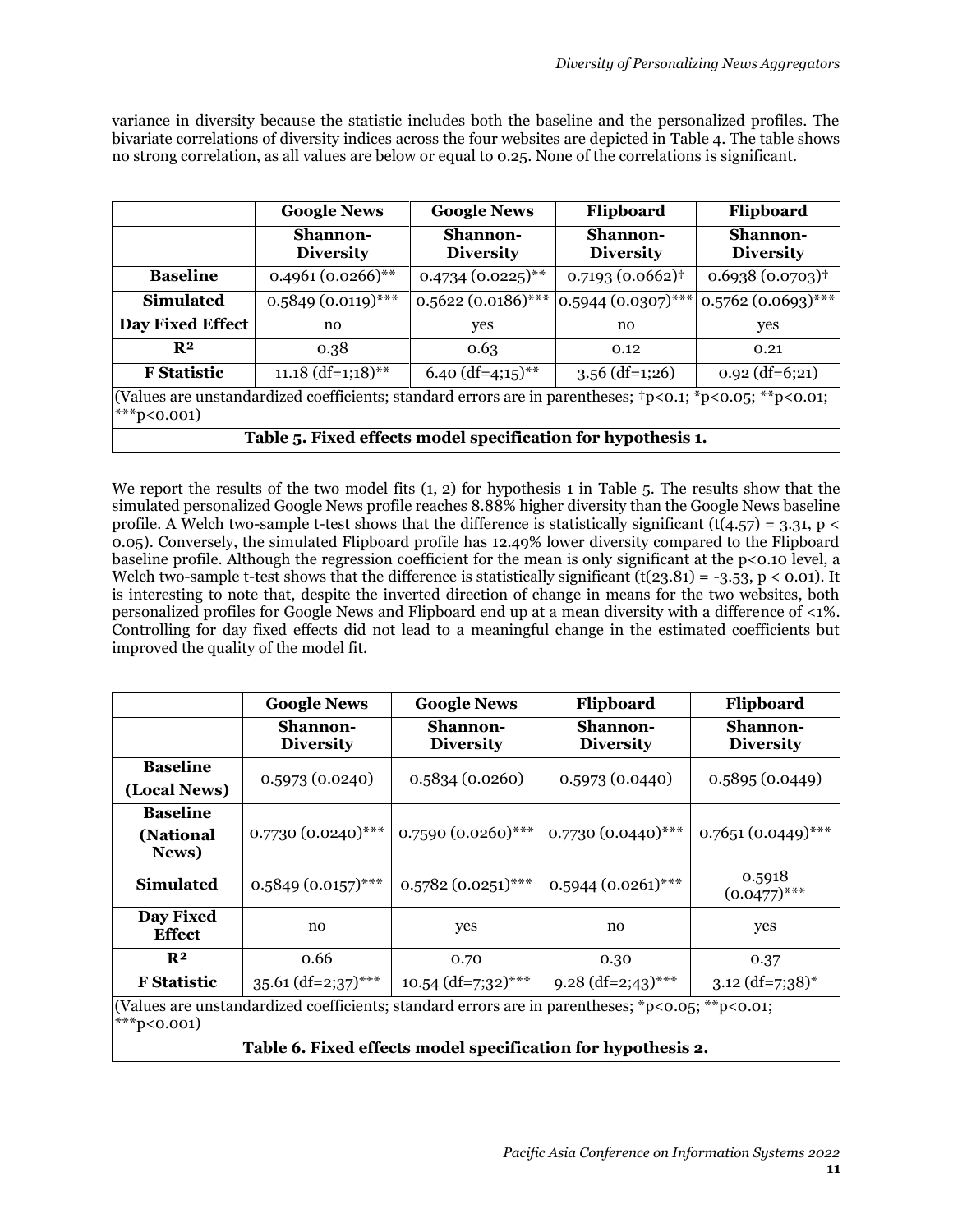variance in diversity because the statistic includes both the baseline and the personalized profiles. The bivariate correlations of diversity indices across the four websites are depicted in Table 4. The table shows no strong correlation, as all values are below or equal to 0.25. None of the correlations is significant.

| | Google News | Google News | Flipboard | Flipboard |
|---|---|---|---|---|
| | Shannon-Diversity | Shannon-Diversity | Shannon-Diversity | Shannon-Diversity |
| **Baseline** | 0.4961 (0.0266)** | 0.4734 (0.0225)** | 0.7193 (0.0662)† | 0.6938 (0.0703)† |
| **Simulated** | 0.5849 (0.0119)*** | 0.5622 (0.0186)*** | 0.5944 (0.0307)*** | 0.5762 (0.0693)*** |
| **Day Fixed Effect** | no | yes | no | yes |
| **$R^2$** | 0.38 | 0.63 | 0.12 | 0.21 |
| **F Statistic** | 11.18 (df=1;18)** | 6.40 (df=4;15)** | 3.56 (df=1;26) | 0.92 (df=6;21) |

(Values are unstandardized coefficients; standard errors are in parentheses; †p<0.1; *p<0.05; **p<0.01; ***p<0.001)

**Table 5. Fixed effects model specification for hypothesis 1.**

We report the results of the two model fits (1, 2) for hypothesis 1 in Table 5. The results show that the simulated personalized Google News profile reaches 8.88% higher diversity than the Google News baseline profile. A Welch two-sample t-test shows that the difference is statistically significant ($t(4.57) = 3.31$, $p < 0.05$). Conversely, the simulated Flipboard profile has 12.49% lower diversity compared to the Flipboard baseline profile. Although the regression coefficient for the mean is only significant at the $p<0.10$ level, a Welch two-sample t-test shows that the difference is statistically significant ($t(23.81) = -3.53$, $p < 0.01$). It is interesting to note that, despite the inverted direction of change in means for the two websites, both personalized profiles for Google News and Flipboard end up at a mean diversity with a difference of <1%. Controlling for day fixed effects did not lead to a meaningful change in the estimated coefficients but improved the quality of the model fit.

| | Google News | Google News | Flipboard | Flipboard |
|---|---|---|---|---|
| | Shannon-Diversity | Shannon-Diversity | Shannon-Diversity | Shannon-Diversity |
| **Baseline (Local News)** | 0.5973 (0.0240) | 0.5834 (0.0260) | 0.5973 (0.0440) | 0.5895 (0.0449) |
| **Baseline (National News)** | 0.7730 (0.0240)*** | 0.7590 (0.0260)*** | 0.7730 (0.0440)*** | 0.7651 (0.0449)*** |
| **Simulated** | 0.5849 (0.0157)*** | 0.5782 (0.0251)*** | 0.5944 (0.0261)*** | 0.5918 (0.0477)*** |
| **Day Fixed Effect** | no | yes | no | yes |
| **$R^2$** | 0.66 | 0.70 | 0.30 | 0.37 |
| **F Statistic** | 35.61 (df=2;37)*** | 10.54 (df=7;32)*** | 9.28 (df=2;43)*** | 3.12 (df=7;38)* |

(Values are unstandardized coefficients; standard errors are in parentheses; *p<0.05; **p<0.01; ***p<0.001)

**Table 6. Fixed effects model specification for hypothesis 2.**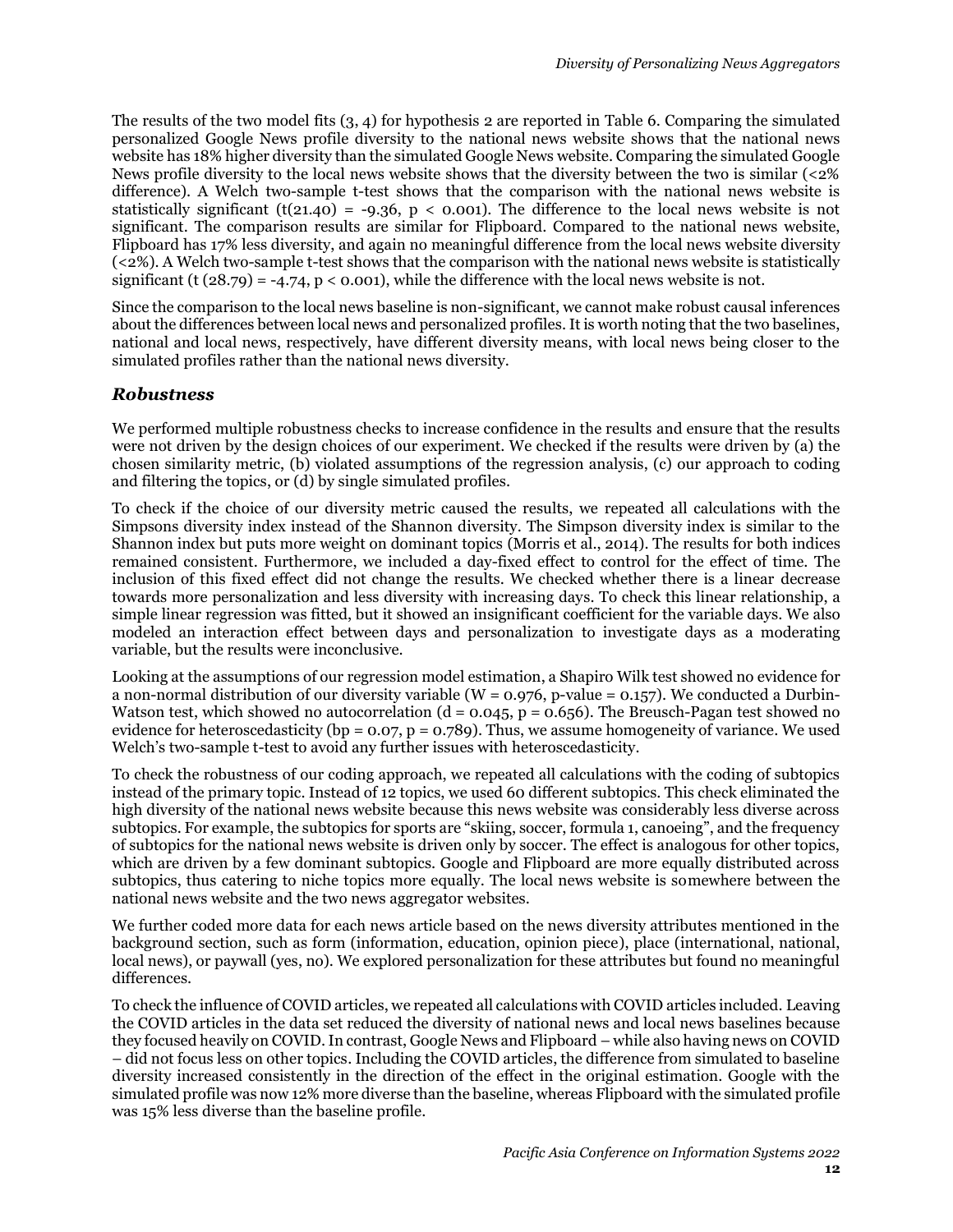The results of the two model fits (3, 4) for hypothesis 2 are reported in Table 6. Comparing the simulated personalized Google News profile diversity to the national news website shows that the national news website has 18% higher diversity than the simulated Google News website. Comparing the simulated Google News profile diversity to the local news website shows that the diversity between the two is similar (<2% difference). A Welch two-sample t-test shows that the comparison with the national news website is statistically significant ($t(21.40) = -9.36$, $p < 0.001$). The difference to the local news website is not significant. The comparison results are similar for Flipboard. Compared to the national news website, Flipboard has 17% less diversity, and again no meaningful difference from the local news website diversity (<2%). A Welch two-sample t-test shows that the comparison with the national news website is statistically significant ($t(28.79) = -4.74$, $p < 0.001$), while the difference with the local news website is not.

Since the comparison to the local news baseline is non-significant, we cannot make robust causal inferences about the differences between local news and personalized profiles. It is worth noting that the two baselines, national and local news, respectively, have different diversity means, with local news being closer to the simulated profiles rather than the national news diversity.

## *Robustness*

We performed multiple robustness checks to increase confidence in the results and ensure that the results were not driven by the design choices of our experiment. We checked if the results were driven by (a) the chosen similarity metric, (b) violated assumptions of the regression analysis, (c) our approach to coding and filtering the topics, or (d) by single simulated profiles.

To check if the choice of our diversity metric caused the results, we repeated all calculations with the Simpsons diversity index instead of the Shannon diversity. The Simpson diversity index is similar to the Shannon index but puts more weight on dominant topics (Morris et al., 2014). The results for both indices remained consistent. Furthermore, we included a day-fixed effect to control for the effect of time. The inclusion of this fixed effect did not change the results. We checked whether there is a linear decrease towards more personalization and less diversity with increasing days. To check this linear relationship, a simple linear regression was fitted, but it showed an insignificant coefficient for the variable days. We also modeled an interaction effect between days and personalization to investigate days as a moderating variable, but the results were inconclusive.

Looking at the assumptions of our regression model estimation, a Shapiro Wilk test showed no evidence for a non-normal distribution of our diversity variable ($W = 0.976$, p-value = 0.157). We conducted a Durbin-Watson test, which showed no autocorrelation ($d = 0.045$, $p = 0.656$). The Breusch-Pagan test showed no evidence for heteroscedasticity ($bp = 0.07$, $p = 0.789$). Thus, we assume homogeneity of variance. We used Welch's two-sample t-test to avoid any further issues with heteroscedasticity.

To check the robustness of our coding approach, we repeated all calculations with the coding of subtopics instead of the primary topic. Instead of 12 topics, we used 60 different subtopics. This check eliminated the high diversity of the national news website because this news website was considerably less diverse across subtopics. For example, the subtopics for sports are "skiing, soccer, formula 1, canoeing", and the frequency of subtopics for the national news website is driven only by soccer. The effect is analogous for other topics, which are driven by a few dominant subtopics. Google and Flipboard are more equally distributed across subtopics, thus catering to niche topics more equally. The local news website is somewhere between the national news website and the two news aggregator websites.

We further coded more data for each news article based on the news diversity attributes mentioned in the background section, such as form (information, education, opinion piece), place (international, national, local news), or paywall (yes, no). We explored personalization for these attributes but found no meaningful differences.

To check the influence of COVID articles, we repeated all calculations with COVID articles included. Leaving the COVID articles in the data set reduced the diversity of national news and local news baselines because they focused heavily on COVID. In contrast, Google News and Flipboard – while also having news on COVID – did not focus less on other topics. Including the COVID articles, the difference from simulated to baseline diversity increased consistently in the direction of the effect in the original estimation. Google with the simulated profile was now 12% more diverse than the baseline, whereas Flipboard with the simulated profile was 15% less diverse than the baseline profile.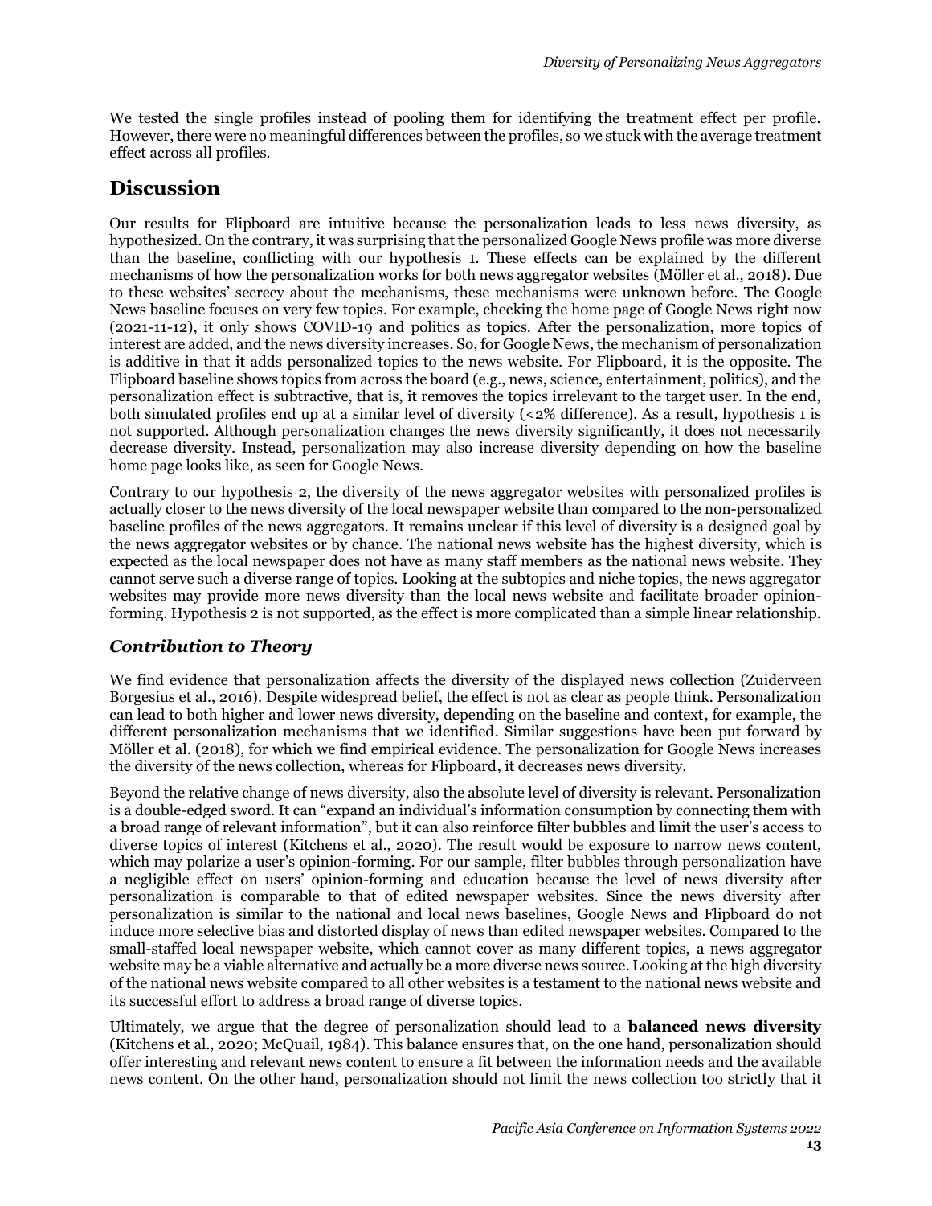We tested the single profiles instead of pooling them for identifying the treatment effect per profile. However, there were no meaningful differences between the profiles, so we stuck with the average treatment effect across all profiles.

## Discussion

Our results for Flipboard are intuitive because the personalization leads to less news diversity, as hypothesized. On the contrary, it was surprising that the personalized Google News profile was more diverse than the baseline, conflicting with our hypothesis 1. These effects can be explained by the different mechanisms of how the personalization works for both news aggregator websites (Möller et al., 2018). Due to these websites' secrecy about the mechanisms, these mechanisms were unknown before. The Google News baseline focuses on very few topics. For example, checking the home page of Google News right now (2021-11-12), it only shows COVID-19 and politics as topics. After the personalization, more topics of interest are added, and the news diversity increases. So, for Google News, the mechanism of personalization is additive in that it adds personalized topics to the news website. For Flipboard, it is the opposite. The Flipboard baseline shows topics from across the board (e.g., news, science, entertainment, politics), and the personalization effect is subtractive, that is, it removes the topics irrelevant to the target user. In the end, both simulated profiles end up at a similar level of diversity (<2% difference). As a result, hypothesis 1 is not supported. Although personalization changes the news diversity significantly, it does not necessarily decrease diversity. Instead, personalization may also increase diversity depending on how the baseline home page looks like, as seen for Google News.

Contrary to our hypothesis 2, the diversity of the news aggregator websites with personalized profiles is actually closer to the news diversity of the local newspaper website than compared to the non-personalized baseline profiles of the news aggregators. It remains unclear if this level of diversity is a designed goal by the news aggregator websites or by chance. The national news website has the highest diversity, which is expected as the local newspaper does not have as many staff members as the national news website. They cannot serve such a diverse range of topics. Looking at the subtopics and niche topics, the news aggregator websites may provide more news diversity than the local news website and facilitate broader opinion-forming. Hypothesis 2 is not supported, as the effect is more complicated than a simple linear relationship.

### *Contribution to Theory*

We find evidence that personalization affects the diversity of the displayed news collection (Zuiderveen Borgesius et al., 2016). Despite widespread belief, the effect is not as clear as people think. Personalization can lead to both higher and lower news diversity, depending on the baseline and context, for example, the different personalization mechanisms that we identified. Similar suggestions have been put forward by Möller et al. (2018), for which we find empirical evidence. The personalization for Google News increases the diversity of the news collection, whereas for Flipboard, it decreases news diversity.

Beyond the relative change of news diversity, also the absolute level of diversity is relevant. Personalization is a double-edged sword. It can "expand an individual's information consumption by connecting them with a broad range of relevant information", but it can also reinforce filter bubbles and limit the user's access to diverse topics of interest (Kitchens et al., 2020). The result would be exposure to narrow news content, which may polarize a user's opinion-forming. For our sample, filter bubbles through personalization have a negligible effect on users' opinion-forming and education because the level of news diversity after personalization is comparable to that of edited newspaper websites. Since the news diversity after personalization is similar to the national and local news baselines, Google News and Flipboard do not induce more selective bias and distorted display of news than edited newspaper websites. Compared to the small-staffed local newspaper website, which cannot cover as many different topics, a news aggregator website may be a viable alternative and actually be a more diverse news source. Looking at the high diversity of the national news website compared to all other websites is a testament to the national news website and its successful effort to address a broad range of diverse topics.

Ultimately, we argue that the degree of personalization should lead to a **balanced news diversity** (Kitchens et al., 2020; McQuail, 1984). This balance ensures that, on the one hand, personalization should offer interesting and relevant news content to ensure a fit between the information needs and the available news content. On the other hand, personalization should not limit the news collection too strictly that it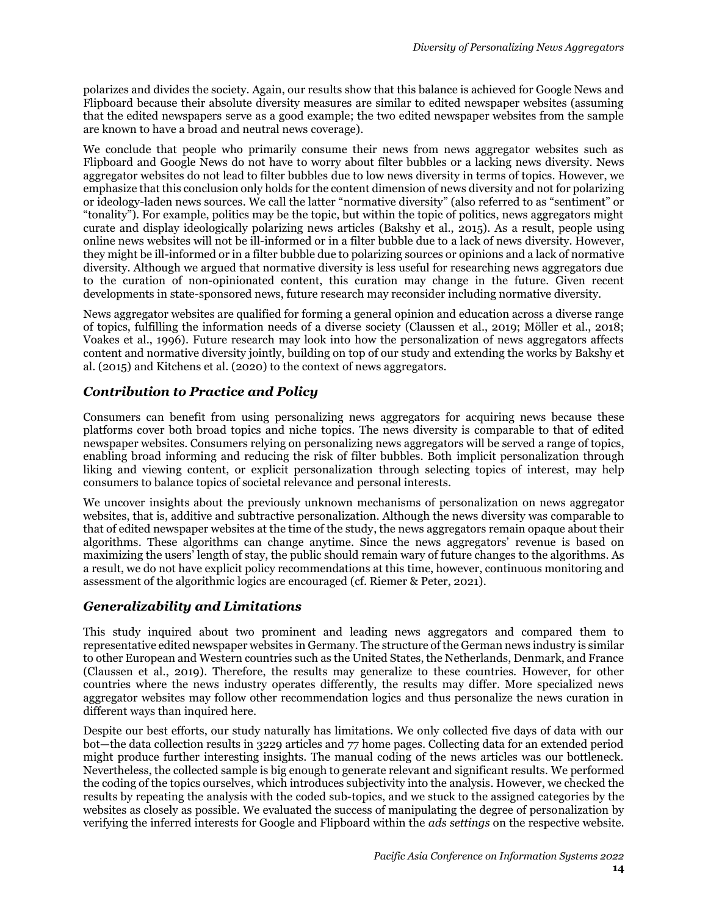polarizes and divides the society. Again, our results show that this balance is achieved for Google News and Flipboard because their absolute diversity measures are similar to edited newspaper websites (assuming that the edited newspapers serve as a good example; the two edited newspaper websites from the sample are known to have a broad and neutral news coverage).

We conclude that people who primarily consume their news from news aggregator websites such as Flipboard and Google News do not have to worry about filter bubbles or a lacking news diversity. News aggregator websites do not lead to filter bubbles due to low news diversity in terms of topics. However, we emphasize that this conclusion only holds for the content dimension of news diversity and not for polarizing or ideology-laden news sources. We call the latter "normative diversity" (also referred to as "sentiment" or "tonality"). For example, politics may be the topic, but within the topic of politics, news aggregators might curate and display ideologically polarizing news articles (Bakshy et al., 2015). As a result, people using online news websites will not be ill-informed or in a filter bubble due to a lack of news diversity. However, they might be ill-informed or in a filter bubble due to polarizing sources or opinions and a lack of normative diversity. Although we argued that normative diversity is less useful for researching news aggregators due to the curation of non-opinionated content, this curation may change in the future. Given recent developments in state-sponsored news, future research may reconsider including normative diversity.

News aggregator websites are qualified for forming a general opinion and education across a diverse range of topics, fulfilling the information needs of a diverse society (Claussen et al., 2019; Möller et al., 2018; Voakes et al., 1996). Future research may look into how the personalization of news aggregators affects content and normative diversity jointly, building on top of our study and extending the works by Bakshy et al. (2015) and Kitchens et al. (2020) to the context of news aggregators.

## *Contribution to Practice and Policy*

Consumers can benefit from using personalizing news aggregators for acquiring news because these platforms cover both broad topics and niche topics. The news diversity is comparable to that of edited newspaper websites. Consumers relying on personalizing news aggregators will be served a range of topics, enabling broad informing and reducing the risk of filter bubbles. Both implicit personalization through liking and viewing content, or explicit personalization through selecting topics of interest, may help consumers to balance topics of societal relevance and personal interests.

We uncover insights about the previously unknown mechanisms of personalization on news aggregator websites, that is, additive and subtractive personalization. Although the news diversity was comparable to that of edited newspaper websites at the time of the study, the news aggregators remain opaque about their algorithms. These algorithms can change anytime. Since the news aggregators' revenue is based on maximizing the users' length of stay, the public should remain wary of future changes to the algorithms. As a result, we do not have explicit policy recommendations at this time, however, continuous monitoring and assessment of the algorithmic logics are encouraged (cf. Riemer & Peter, 2021).

## *Generalizability and Limitations*

This study inquired about two prominent and leading news aggregators and compared them to representative edited newspaper websites in Germany. The structure of the German news industry is similar to other European and Western countries such as the United States, the Netherlands, Denmark, and France (Claussen et al., 2019). Therefore, the results may generalize to these countries. However, for other countries where the news industry operates differently, the results may differ. More specialized news aggregator websites may follow other recommendation logics and thus personalize the news curation in different ways than inquired here.

Despite our best efforts, our study naturally has limitations. We only collected five days of data with our bot—the data collection results in 3229 articles and 77 home pages. Collecting data for an extended period might produce further interesting insights. The manual coding of the news articles was our bottleneck. Nevertheless, the collected sample is big enough to generate relevant and significant results. We performed the coding of the topics ourselves, which introduces subjectivity into the analysis. However, we checked the results by repeating the analysis with the coded sub-topics, and we stuck to the assigned categories by the websites as closely as possible. We evaluated the success of manipulating the degree of personalization by verifying the inferred interests for Google and Flipboard within the *ads settings* on the respective website.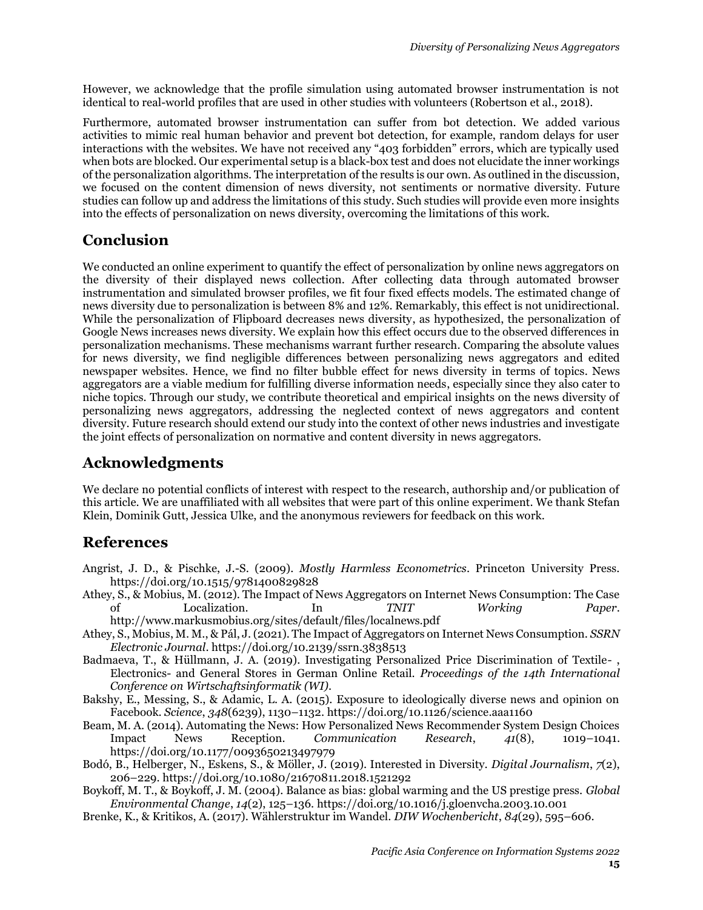However, we acknowledge that the profile simulation using automated browser instrumentation is not identical to real-world profiles that are used in other studies with volunteers (Robertson et al., 2018).

Furthermore, automated browser instrumentation can suffer from bot detection. We added various activities to mimic real human behavior and prevent bot detection, for example, random delays for user interactions with the websites. We have not received any "403 forbidden" errors, which are typically used when bots are blocked. Our experimental setup is a black-box test and does not elucidate the inner workings of the personalization algorithms. The interpretation of the results is our own. As outlined in the discussion, we focused on the content dimension of news diversity, not sentiments or normative diversity. Future studies can follow up and address the limitations of this study. Such studies will provide even more insights into the effects of personalization on news diversity, overcoming the limitations of this work.

## Conclusion

We conducted an online experiment to quantify the effect of personalization by online news aggregators on the diversity of their displayed news collection. After collecting data through automated browser instrumentation and simulated browser profiles, we fit four fixed effects models. The estimated change of news diversity due to personalization is between 8% and 12%. Remarkably, this effect is not unidirectional. While the personalization of Flipboard decreases news diversity, as hypothesized, the personalization of Google News increases news diversity. We explain how this effect occurs due to the observed differences in personalization mechanisms. These mechanisms warrant further research. Comparing the absolute values for news diversity, we find negligible differences between personalizing news aggregators and edited newspaper websites. Hence, we find no filter bubble effect for news diversity in terms of topics. News aggregators are a viable medium for fulfilling diverse information needs, especially since they also cater to niche topics. Through our study, we contribute theoretical and empirical insights on the news diversity of personalizing news aggregators, addressing the neglected context of news aggregators and content diversity. Future research should extend our study into the context of other news industries and investigate the joint effects of personalization on normative and content diversity in news aggregators.

## Acknowledgments

We declare no potential conflicts of interest with respect to the research, authorship and/or publication of this article. We are unaffiliated with all websites that were part of this online experiment. We thank Stefan Klein, Dominik Gutt, Jessica Ulke, and the anonymous reviewers for feedback on this work.

## References

Angrist, J. D., & Pischke, J.-S. (2009). *Mostly Harmless Econometrics*. Princeton University Press. https://doi.org/10.1515/9781400829828

Athey, S., & Mobius, M. (2012). The Impact of News Aggregators on Internet News Consumption: The Case of Localization. In *TNIT Working Paper*. http://www.markusmobius.org/sites/default/files/localnews.pdf

Athey, S., Mobius, M. M., & Pál, J. (2021). The Impact of Aggregators on Internet News Consumption. *SSRN Electronic Journal*. https://doi.org/10.2139/ssrn.3838513

Badmaeva, T., & Hüllmann, J. A. (2019). Investigating Personalized Price Discrimination of Textile- , Electronics- and General Stores in German Online Retail. *Proceedings of the 14th International Conference on Wirtschaftsinformatik (WI)*.

Bakshy, E., Messing, S., & Adamic, L. A. (2015). Exposure to ideologically diverse news and opinion on Facebook. *Science*, *348*(6239), 1130–1132. https://doi.org/10.1126/science.aaa1160

Beam, M. A. (2014). Automating the News: How Personalized News Recommender System Design Choices Impact News Reception. *Communication Research*, *41*(8), 1019–1041. https://doi.org/10.1177/0093650213497979

Bodó, B., Helberger, N., Eskens, S., & Möller, J. (2019). Interested in Diversity. *Digital Journalism*, *7*(2), 206–229. https://doi.org/10.1080/21670811.2018.1521292

Boykoff, M. T., & Boykoff, J. M. (2004). Balance as bias: global warming and the US prestige press. *Global Environmental Change*, *14*(2), 125–136. https://doi.org/10.1016/j.gloenvcha.2003.10.001

Brenke, K., & Kritikos, A. (2017). Wählerstruktur im Wandel. *DIW Wochenbericht*, *84*(29), 595–606.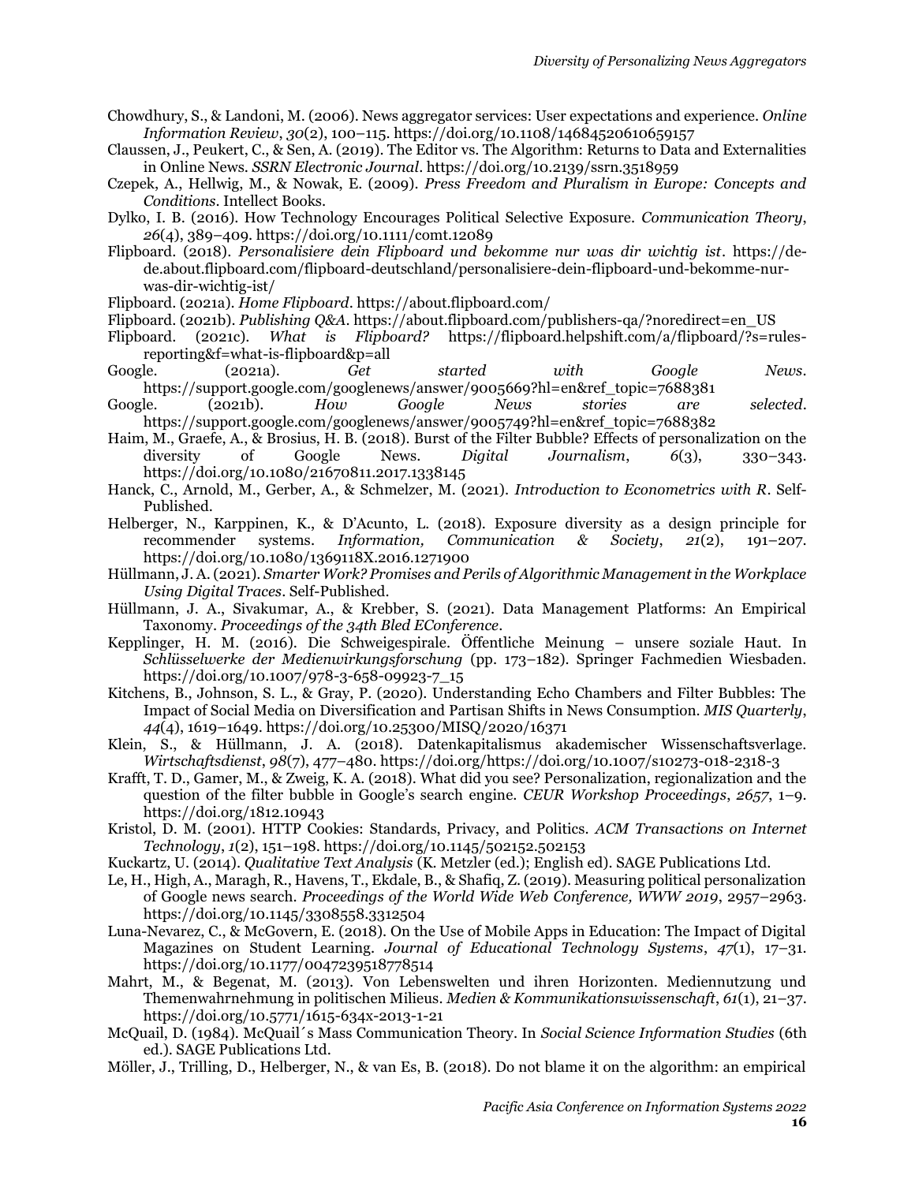Chowdhury, S., & Landoni, M. (2006). News aggregator services: User expectations and experience. *Online Information Review*, *30*(2), 100–115. https://doi.org/10.1108/14684520610659157

Claussen, J., Peukert, C., & Sen, A. (2019). The Editor vs. The Algorithm: Returns to Data and Externalities in Online News. *SSRN Electronic Journal*. https://doi.org/10.2139/ssrn.3518959

Czepek, A., Hellwig, M., & Nowak, E. (2009). *Press Freedom and Pluralism in Europe: Concepts and Conditions*. Intellect Books.

Dylko, I. B. (2016). How Technology Encourages Political Selective Exposure. *Communication Theory*, *26*(4), 389–409. https://doi.org/10.1111/comt.12089

Flipboard. (2018). *Personalisiere dein Flipboard und bekomme nur was dir wichtig ist*. https://de-de.about.flipboard.com/flipboard-deutschland/personalisiere-dein-flipboard-und-bekomme-nur-was-dir-wichtig-ist/

Flipboard. (2021a). *Home Flipboard*. https://about.flipboard.com/

Flipboard. (2021b). *Publishing Q&A*. https://about.flipboard.com/publishers-qa/?noredirect=en_US

Flipboard. (2021c). *What is Flipboard?* https://flipboard.helpshift.com/a/flipboard/?s=rules-reporting&f=what-is-flipboard&p=all

Google. (2021a). *Get started with Google News*. https://support.google.com/googlenews/answer/9005669?hl=en&ref_topic=7688381

Google. (2021b). *How Google News stories are selected*. https://support.google.com/googlenews/answer/9005749?hl=en&ref_topic=7688382

Haim, M., Graefe, A., & Brosius, H. B. (2018). Burst of the Filter Bubble? Effects of personalization on the diversity of Google News. *Digital Journalism*, *6*(3), 330–343. https://doi.org/10.1080/21670811.2017.1338145

Hanck, C., Arnold, M., Gerber, A., & Schmelzer, M. (2021). *Introduction to Econometrics with R*. Self-Published.

Helberger, N., Karppinen, K., & D'Acunto, L. (2018). Exposure diversity as a design principle for recommender systems. *Information, Communication & Society*, *21*(2), 191–207. https://doi.org/10.1080/1369118X.2016.1271900

Hüllmann, J. A. (2021). *Smarter Work? Promises and Perils of Algorithmic Management in the Workplace Using Digital Traces*. Self-Published.

Hüllmann, J. A., Sivakumar, A., & Krebber, S. (2021). Data Management Platforms: An Empirical Taxonomy. *Proceedings of the 34th Bled EConference*.

Kepplinger, H. M. (2016). Die Schweigespirale. Öffentliche Meinung – unsere soziale Haut. In *Schlüsselwerke der Medienwirkungsforschung* (pp. 173–182). Springer Fachmedien Wiesbaden. https://doi.org/10.1007/978-3-658-09923-7_15

Kitchens, B., Johnson, S. L., & Gray, P. (2020). Understanding Echo Chambers and Filter Bubbles: The Impact of Social Media on Diversification and Partisan Shifts in News Consumption. *MIS Quarterly*, *44*(4), 1619–1649. https://doi.org/10.25300/MISQ/2020/16371

Klein, S., & Hüllmann, J. A. (2018). Datenkapitalismus akademischer Wissenschaftsverlage. *Wirtschaftsdienst*, *98*(7), 477–480. https://doi.org/https://doi.org/10.1007/s10273-018-2318-3

Krafft, T. D., Gamer, M., & Zweig, K. A. (2018). What did you see? Personalization, regionalization and the question of the filter bubble in Google's search engine. *CEUR Workshop Proceedings*, *2657*, 1–9. https://doi.org/1812.10943

Kristol, D. M. (2001). HTTP Cookies: Standards, Privacy, and Politics. *ACM Transactions on Internet Technology*, *1*(2), 151–198. https://doi.org/10.1145/502152.502153

Kuckartz, U. (2014). *Qualitative Text Analysis* (K. Metzler (ed.); English ed). SAGE Publications Ltd.

Le, H., High, A., Maragh, R., Havens, T., Ekdale, B., & Shafiq, Z. (2019). Measuring political personalization of Google news search. *Proceedings of the World Wide Web Conference, WWW 2019*, 2957–2963. https://doi.org/10.1145/3308558.3312504

Luna-Nevarez, C., & McGovern, E. (2018). On the Use of Mobile Apps in Education: The Impact of Digital Magazines on Student Learning. *Journal of Educational Technology Systems*, *47*(1), 17–31. https://doi.org/10.1177/0047239518778514

Mahrt, M., & Begenat, M. (2013). Von Lebenswelten und ihren Horizonten. Mediennutzung und Themenwahrnehmung in politischen Milieus. *Medien & Kommunikationswissenschaft*, *61*(1), 21–37. https://doi.org/10.5771/1615-634x-2013-1-21

McQuail, D. (1984). McQuail´s Mass Communication Theory. In *Social Science Information Studies* (6th ed.). SAGE Publications Ltd.

Möller, J., Trilling, D., Helberger, N., & van Es, B. (2018). Do not blame it on the algorithm: an empirical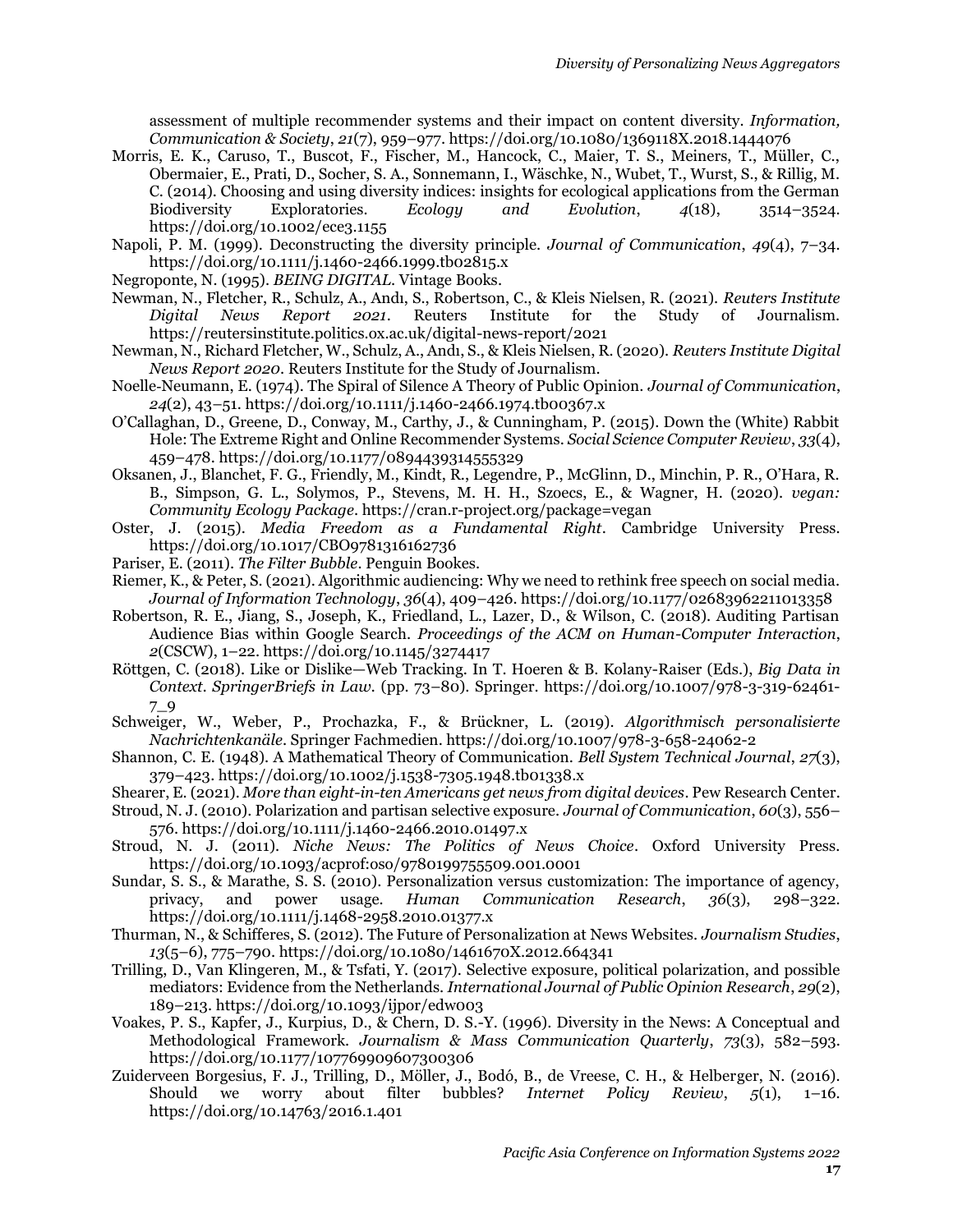assessment of multiple recommender systems and their impact on content diversity. *Information, Communication & Society*, *21*(7), 959–977. https://doi.org/10.1080/1369118X.2018.1444076

Morris, E. K., Caruso, T., Buscot, F., Fischer, M., Hancock, C., Maier, T. S., Meiners, T., Müller, C., Obermaier, E., Prati, D., Socher, S. A., Sonnemann, I., Wäschke, N., Wubet, T., Wurst, S., & Rillig, M. C. (2014). Choosing and using diversity indices: insights for ecological applications from the German Biodiversity Exploratories. *Ecology and Evolution*, *4*(18), 3514–3524. https://doi.org/10.1002/ece3.1155

Napoli, P. M. (1999). Deconstructing the diversity principle. *Journal of Communication*, *49*(4), 7–34. https://doi.org/10.1111/j.1460-2466.1999.tb02815.x

Negroponte, N. (1995). *BEING DIGITAL*. Vintage Books.

Newman, N., Fletcher, R., Schulz, A., Andı, S., Robertson, C., & Kleis Nielsen, R. (2021). *Reuters Institute Digital News Report 2021*. Reuters Institute for the Study of Journalism. https://reutersinstitute.politics.ox.ac.uk/digital-news-report/2021

Newman, N., Richard Fletcher, W., Schulz, A., Andı, S., & Kleis Nielsen, R. (2020). *Reuters Institute Digital News Report 2020*. Reuters Institute for the Study of Journalism.

Noelle-Neumann, E. (1974). The Spiral of Silence A Theory of Public Opinion. *Journal of Communication*, *24*(2), 43–51. https://doi.org/10.1111/j.1460-2466.1974.tb00367.x

O'Callaghan, D., Greene, D., Conway, M., Carthy, J., & Cunningham, P. (2015). Down the (White) Rabbit Hole: The Extreme Right and Online Recommender Systems. *Social Science Computer Review*, *33*(4), 459–478. https://doi.org/10.1177/0894439314555329

Oksanen, J., Blanchet, F. G., Friendly, M., Kindt, R., Legendre, P., McGlinn, D., Minchin, P. R., O'Hara, R. B., Simpson, G. L., Solymos, P., Stevens, M. H. H., Szoecs, E., & Wagner, H. (2020). *vegan: Community Ecology Package*. https://cran.r-project.org/package=vegan

Oster, J. (2015). *Media Freedom as a Fundamental Right*. Cambridge University Press. https://doi.org/10.1017/CBO9781316162736

Pariser, E. (2011). *The Filter Bubble*. Penguin Bookes.

Riemer, K., & Peter, S. (2021). Algorithmic audiencing: Why we need to rethink free speech on social media. *Journal of Information Technology*, *36*(4), 409–426. https://doi.org/10.1177/02683962211013358

Robertson, R. E., Jiang, S., Joseph, K., Friedland, L., Lazer, D., & Wilson, C. (2018). Auditing Partisan Audience Bias within Google Search. *Proceedings of the ACM on Human-Computer Interaction*, *2*(CSCW), 1–22. https://doi.org/10.1145/3274417

Röttgen, C. (2018). Like or Dislike—Web Tracking. In T. Hoeren & B. Kolany-Raiser (Eds.), *Big Data in Context. SpringerBriefs in Law.* (pp. 73–80). Springer. https://doi.org/10.1007/978-3-319-62461-7_9

Schweiger, W., Weber, P., Prochazka, F., & Brückner, L. (2019). *Algorithmisch personalisierte Nachrichtenkanäle*. Springer Fachmedien. https://doi.org/10.1007/978-3-658-24062-2

Shannon, C. E. (1948). A Mathematical Theory of Communication. *Bell System Technical Journal*, *27*(3), 379–423. https://doi.org/10.1002/j.1538-7305.1948.tb01338.x

Shearer, E. (2021). *More than eight-in-ten Americans get news from digital devices*. Pew Research Center.

Stroud, N. J. (2010). Polarization and partisan selective exposure. *Journal of Communication*, *60*(3), 556–576. https://doi.org/10.1111/j.1460-2466.2010.01497.x

Stroud, N. J. (2011). *Niche News: The Politics of News Choice*. Oxford University Press. https://doi.org/10.1093/acprof:oso/9780199755509.001.0001

Sundar, S. S., & Marathe, S. S. (2010). Personalization versus customization: The importance of agency, privacy, and power usage. *Human Communication Research*, *36*(3), 298–322. https://doi.org/10.1111/j.1468-2958.2010.01377.x

Thurman, N., & Schifferes, S. (2012). The Future of Personalization at News Websites. *Journalism Studies*, *13*(5–6), 775–790. https://doi.org/10.1080/1461670X.2012.664341

Trilling, D., Van Klingeren, M., & Tsfati, Y. (2017). Selective exposure, political polarization, and possible mediators: Evidence from the Netherlands. *International Journal of Public Opinion Research*, *29*(2), 189–213. https://doi.org/10.1093/ijpor/edw003

Voakes, P. S., Kapfer, J., Kurpius, D., & Chern, D. S.-Y. (1996). Diversity in the News: A Conceptual and Methodological Framework. *Journalism & Mass Communication Quarterly*, *73*(3), 582–593. https://doi.org/10.1177/107769909607300306

Zuiderveen Borgesius, F. J., Trilling, D., Möller, J., Bodó, B., de Vreese, C. H., & Helberger, N. (2016). Should we worry about filter bubbles? *Internet Policy Review*, *5*(1), 1–16. https://doi.org/10.14763/2016.1.401